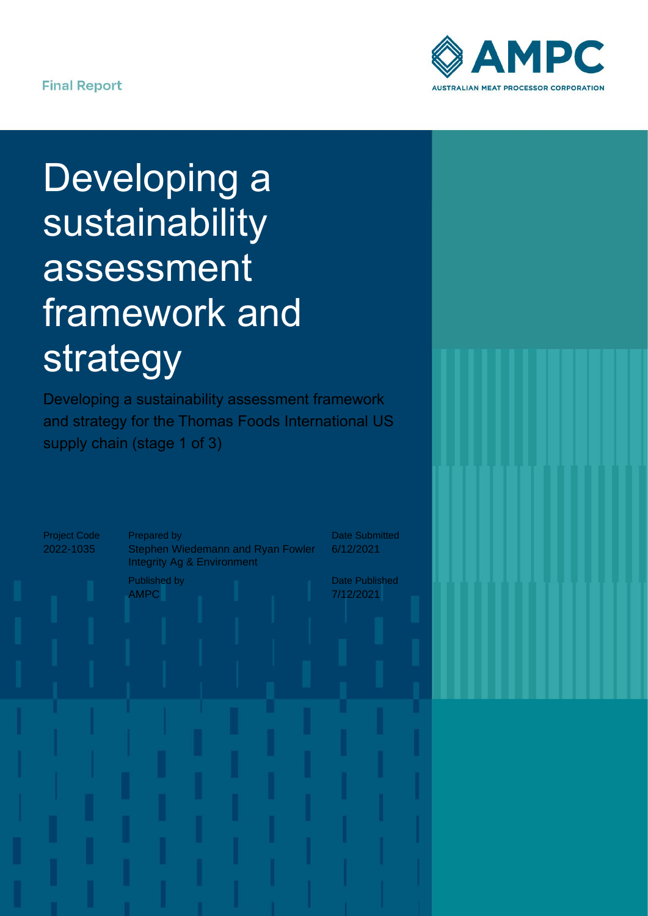Final Report

AMPC
AUSTRALIAN MEAT PROCESSOR CORPORATION

# Developing a sustainability assessment framework and strategy

Developing a sustainability assessment framework and strategy for the Thomas Foods International US supply chain (stage 1 of 3)

Project Code
2022-1035

Prepared by
Stephen Wiedemann and Ryan Fowler
Integrity Ag & Environment

Date Submitted
6/12/2021

Published by
AMPC

Date Published
7/12/2021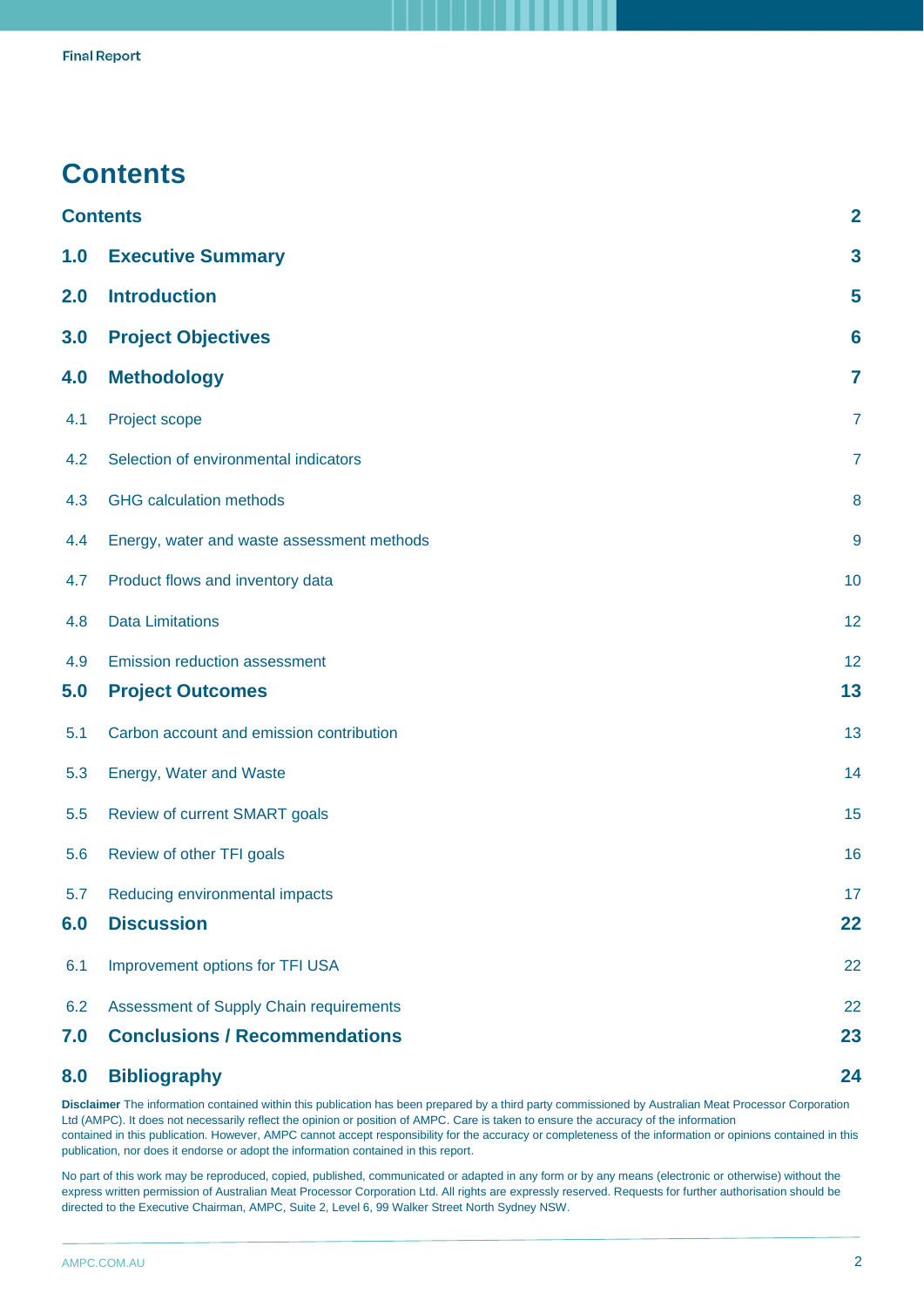# Contents

| | | |
|---|---|---|
| **Contents** | | **2** |
| **1.0** | **Executive Summary** | **3** |
| **2.0** | **Introduction** | **5** |
| **3.0** | **Project Objectives** | **6** |
| **4.0** | **Methodology** | **7** |
| 4.1 | Project scope | 7 |
| 4.2 | Selection of environmental indicators | 7 |
| 4.3 | GHG calculation methods | 8 |
| 4.4 | Energy, water and waste assessment methods | 9 |
| 4.7 | Product flows and inventory data | 10 |
| 4.8 | Data Limitations | 12 |
| 4.9 | Emission reduction assessment | 12 |
| **5.0** | **Project Outcomes** | **13** |
| 5.1 | Carbon account and emission contribution | 13 |
| 5.3 | Energy, Water and Waste | 14 |
| 5.5 | Review of current SMART goals | 15 |
| 5.6 | Review of other TFI goals | 16 |
| 5.7 | Reducing environmental impacts | 17 |
| **6.0** | **Discussion** | **22** |
| 6.1 | Improvement options for TFI USA | 22 |
| 6.2 | Assessment of Supply Chain requirements | 22 |
| **7.0** | **Conclusions / Recommendations** | **23** |
| **8.0** | **Bibliography** | **24** |

**Disclaimer** The information contained within this publication has been prepared by a third party commissioned by Australian Meat Processor Corporation Ltd (AMPC). It does not necessarily reflect the opinion or position of AMPC. Care is taken to ensure the accuracy of the information contained in this publication. However, AMPC cannot accept responsibility for the accuracy or completeness of the information or opinions contained in this publication, nor does it endorse or adopt the information contained in this report.

No part of this work may be reproduced, copied, published, communicated or adapted in any form or by any means (electronic or otherwise) without the express written permission of Australian Meat Processor Corporation Ltd. All rights are expressly reserved. Requests for further authorisation should be directed to the Executive Chairman, AMPC, Suite 2, Level 6, 99 Walker Street North Sydney NSW.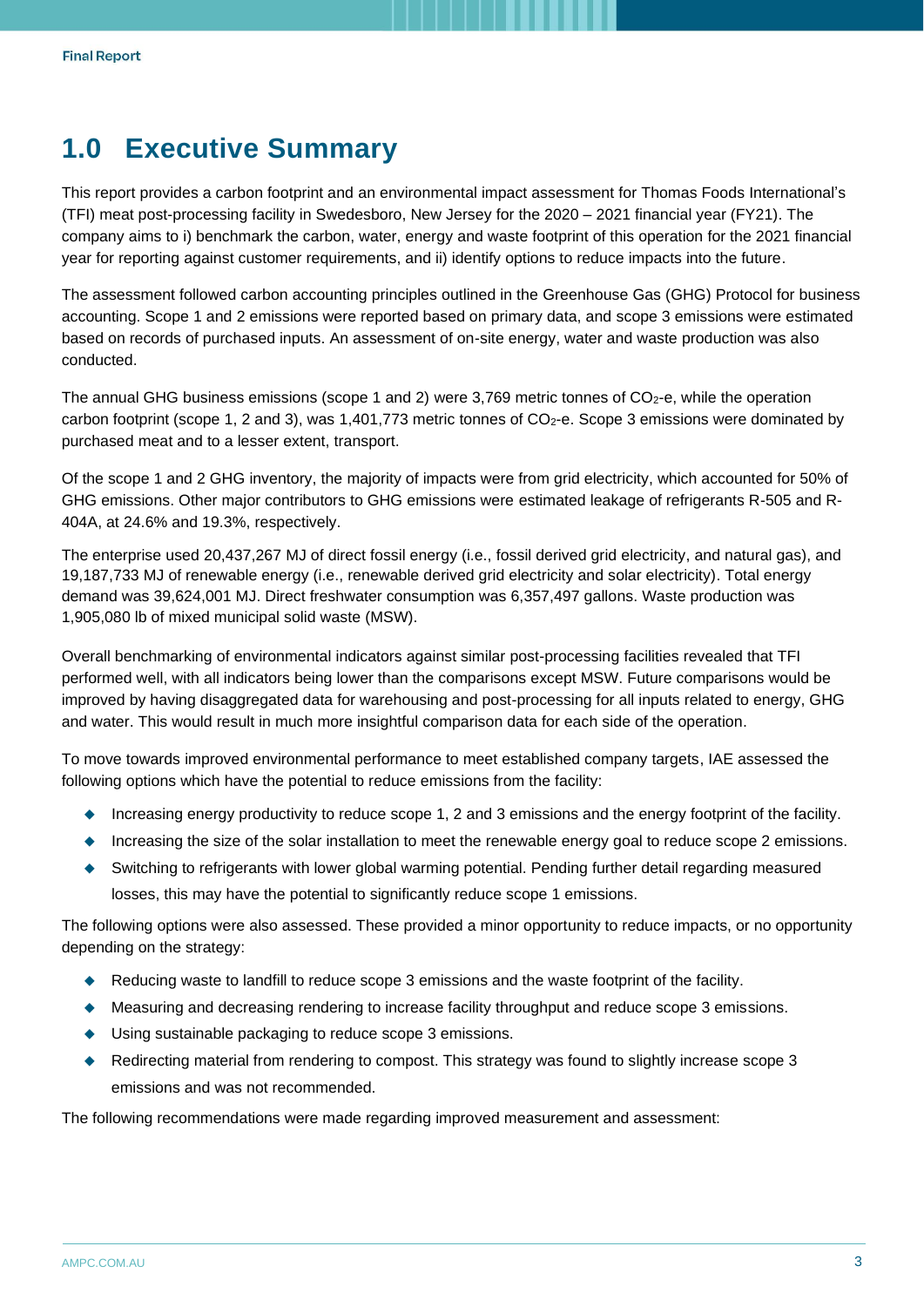# 1.0 Executive Summary

This report provides a carbon footprint and an environmental impact assessment for Thomas Foods International's (TFI) meat post-processing facility in Swedesboro, New Jersey for the 2020 – 2021 financial year (FY21). The company aims to i) benchmark the carbon, water, energy and waste footprint of this operation for the 2021 financial year for reporting against customer requirements, and ii) identify options to reduce impacts into the future.

The assessment followed carbon accounting principles outlined in the Greenhouse Gas (GHG) Protocol for business accounting. Scope 1 and 2 emissions were reported based on primary data, and scope 3 emissions were estimated based on records of purchased inputs. An assessment of on-site energy, water and waste production was also conducted.

The annual GHG business emissions (scope 1 and 2) were 3,769 metric tonnes of $CO_2$-e, while the operation carbon footprint (scope 1, 2 and 3), was 1,401,773 metric tonnes of $CO_2$-e. Scope 3 emissions were dominated by purchased meat and to a lesser extent, transport.

Of the scope 1 and 2 GHG inventory, the majority of impacts were from grid electricity, which accounted for 50% of GHG emissions. Other major contributors to GHG emissions were estimated leakage of refrigerants R-505 and R-404A, at 24.6% and 19.3%, respectively.

The enterprise used 20,437,267 MJ of direct fossil energy (i.e., fossil derived grid electricity, and natural gas), and 19,187,733 MJ of renewable energy (i.e., renewable derived grid electricity and solar electricity). Total energy demand was 39,624,001 MJ. Direct freshwater consumption was 6,357,497 gallons. Waste production was 1,905,080 lb of mixed municipal solid waste (MSW).

Overall benchmarking of environmental indicators against similar post-processing facilities revealed that TFI performed well, with all indicators being lower than the comparisons except MSW. Future comparisons would be improved by having disaggregated data for warehousing and post-processing for all inputs related to energy, GHG and water. This would result in much more insightful comparison data for each side of the operation.

To move towards improved environmental performance to meet established company targets, IAE assessed the following options which have the potential to reduce emissions from the facility:

- Increasing energy productivity to reduce scope 1, 2 and 3 emissions and the energy footprint of the facility.
- Increasing the size of the solar installation to meet the renewable energy goal to reduce scope 2 emissions.
- Switching to refrigerants with lower global warming potential. Pending further detail regarding measured losses, this may have the potential to significantly reduce scope 1 emissions.

The following options were also assessed. These provided a minor opportunity to reduce impacts, or no opportunity depending on the strategy:

- Reducing waste to landfill to reduce scope 3 emissions and the waste footprint of the facility.
- Measuring and decreasing rendering to increase facility throughput and reduce scope 3 emissions.
- Using sustainable packaging to reduce scope 3 emissions.
- Redirecting material from rendering to compost. This strategy was found to slightly increase scope 3 emissions and was not recommended.

The following recommendations were made regarding improved measurement and assessment: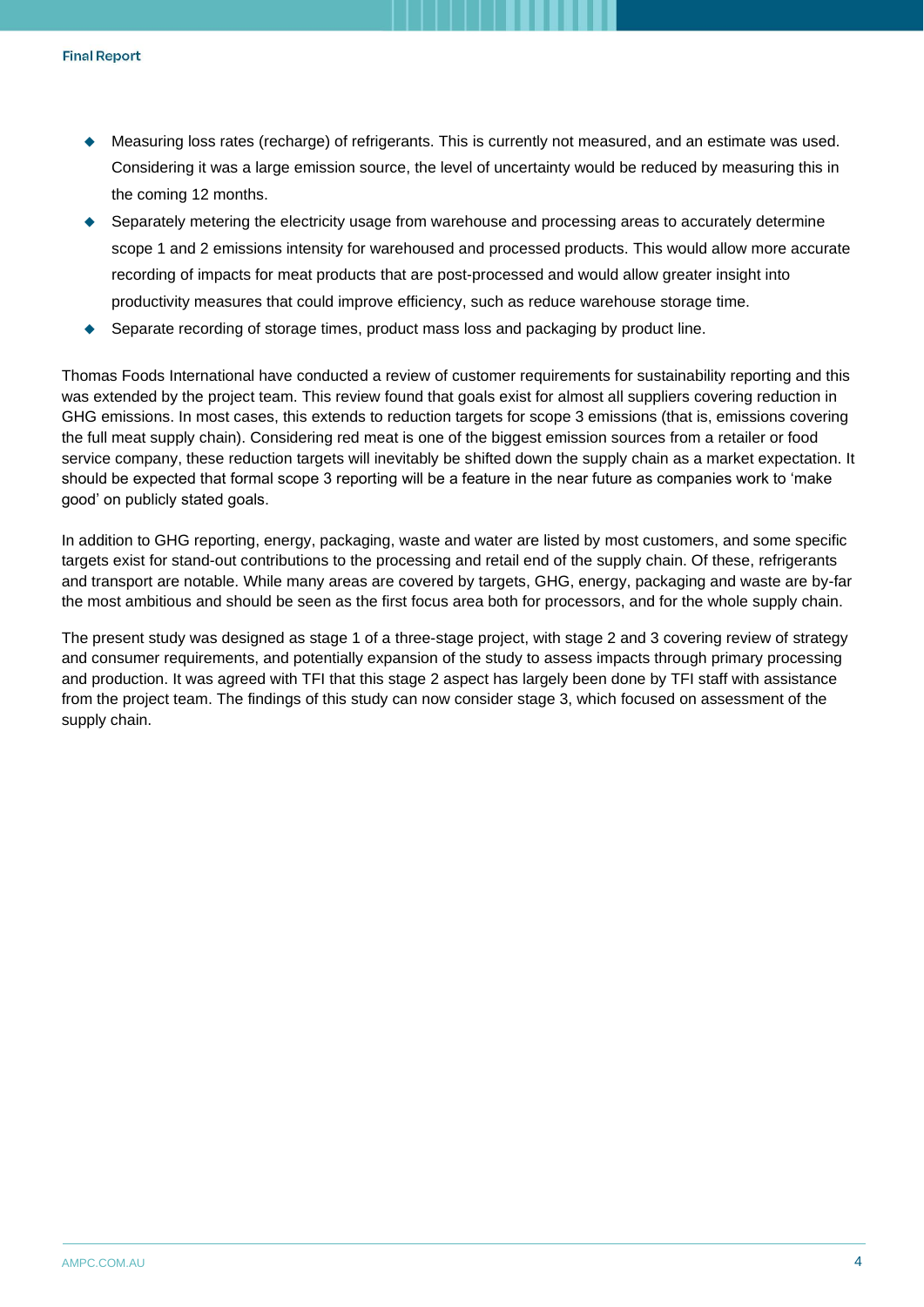- Measuring loss rates (recharge) of refrigerants. This is currently not measured, and an estimate was used. Considering it was a large emission source, the level of uncertainty would be reduced by measuring this in the coming 12 months.
- Separately metering the electricity usage from warehouse and processing areas to accurately determine scope 1 and 2 emissions intensity for warehoused and processed products. This would allow more accurate recording of impacts for meat products that are post-processed and would allow greater insight into productivity measures that could improve efficiency, such as reduce warehouse storage time.
- Separate recording of storage times, product mass loss and packaging by product line.

Thomas Foods International have conducted a review of customer requirements for sustainability reporting and this was extended by the project team. This review found that goals exist for almost all suppliers covering reduction in GHG emissions. In most cases, this extends to reduction targets for scope 3 emissions (that is, emissions covering the full meat supply chain). Considering red meat is one of the biggest emission sources from a retailer or food service company, these reduction targets will inevitably be shifted down the supply chain as a market expectation. It should be expected that formal scope 3 reporting will be a feature in the near future as companies work to 'make good' on publicly stated goals.

In addition to GHG reporting, energy, packaging, waste and water are listed by most customers, and some specific targets exist for stand-out contributions to the processing and retail end of the supply chain. Of these, refrigerants and transport are notable. While many areas are covered by targets, GHG, energy, packaging and waste are by-far the most ambitious and should be seen as the first focus area both for processors, and for the whole supply chain.

The present study was designed as stage 1 of a three-stage project, with stage 2 and 3 covering review of strategy and consumer requirements, and potentially expansion of the study to assess impacts through primary processing and production. It was agreed with TFI that this stage 2 aspect has largely been done by TFI staff with assistance from the project team. The findings of this study can now consider stage 3, which focused on assessment of the supply chain.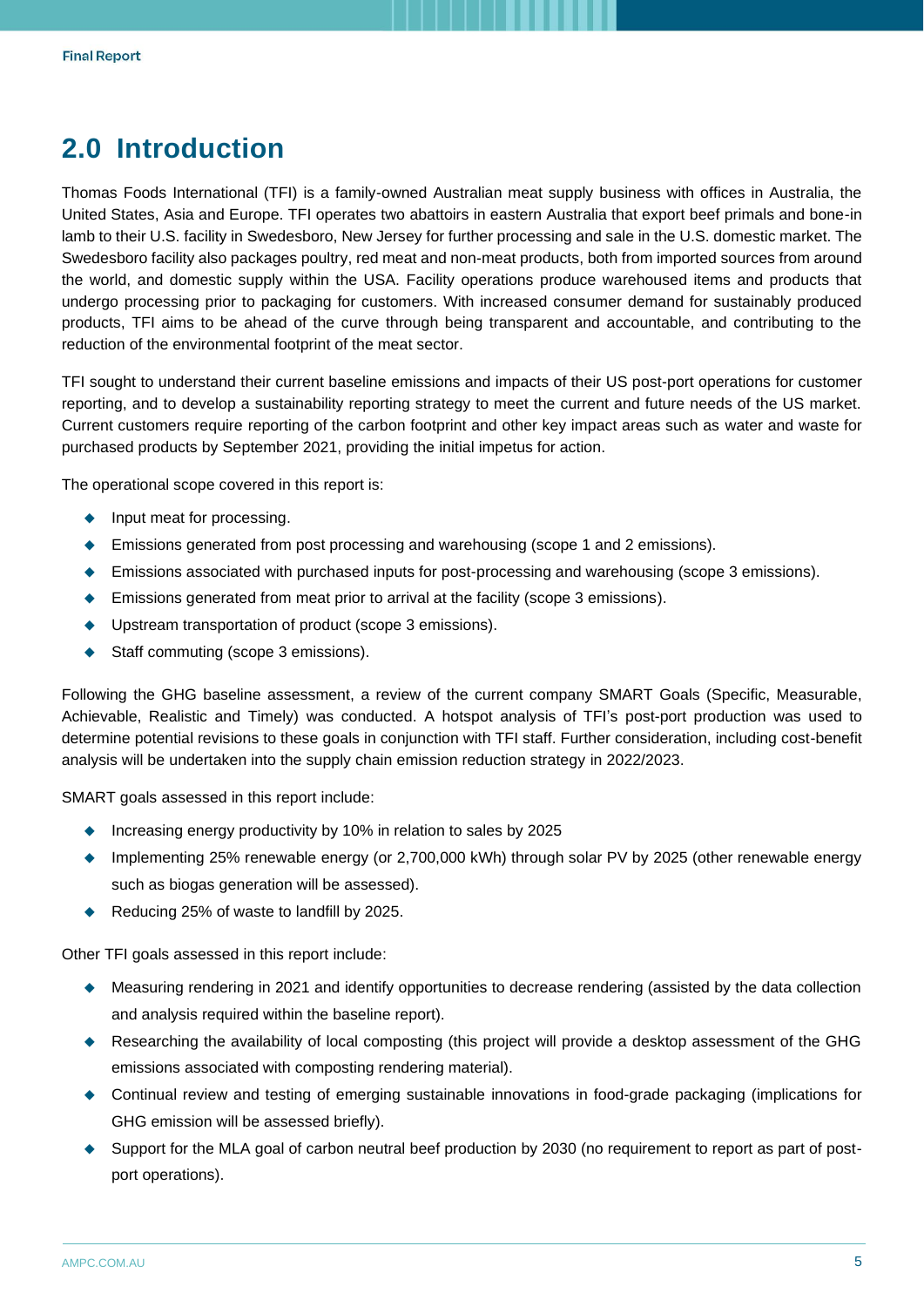# 2.0 Introduction

Thomas Foods International (TFI) is a family-owned Australian meat supply business with offices in Australia, the United States, Asia and Europe. TFI operates two abattoirs in eastern Australia that export beef primals and bone-in lamb to their U.S. facility in Swedesboro, New Jersey for further processing and sale in the U.S. domestic market. The Swedesboro facility also packages poultry, red meat and non-meat products, both from imported sources from around the world, and domestic supply within the USA. Facility operations produce warehoused items and products that undergo processing prior to packaging for customers. With increased consumer demand for sustainably produced products, TFI aims to be ahead of the curve through being transparent and accountable, and contributing to the reduction of the environmental footprint of the meat sector.

TFI sought to understand their current baseline emissions and impacts of their US post-port operations for customer reporting, and to develop a sustainability reporting strategy to meet the current and future needs of the US market. Current customers require reporting of the carbon footprint and other key impact areas such as water and waste for purchased products by September 2021, providing the initial impetus for action.

The operational scope covered in this report is:

- Input meat for processing.
- Emissions generated from post processing and warehousing (scope 1 and 2 emissions).
- Emissions associated with purchased inputs for post-processing and warehousing (scope 3 emissions).
- Emissions generated from meat prior to arrival at the facility (scope 3 emissions).
- Upstream transportation of product (scope 3 emissions).
- Staff commuting (scope 3 emissions).

Following the GHG baseline assessment, a review of the current company SMART Goals (Specific, Measurable, Achievable, Realistic and Timely) was conducted. A hotspot analysis of TFI's post-port production was used to determine potential revisions to these goals in conjunction with TFI staff. Further consideration, including cost-benefit analysis will be undertaken into the supply chain emission reduction strategy in 2022/2023.

SMART goals assessed in this report include:

- Increasing energy productivity by 10% in relation to sales by 2025
- Implementing 25% renewable energy (or 2,700,000 kWh) through solar PV by 2025 (other renewable energy such as biogas generation will be assessed).
- Reducing 25% of waste to landfill by 2025.

Other TFI goals assessed in this report include:

- Measuring rendering in 2021 and identify opportunities to decrease rendering (assisted by the data collection and analysis required within the baseline report).
- Researching the availability of local composting (this project will provide a desktop assessment of the GHG emissions associated with composting rendering material).
- Continual review and testing of emerging sustainable innovations in food-grade packaging (implications for GHG emission will be assessed briefly).
- Support for the MLA goal of carbon neutral beef production by 2030 (no requirement to report as part of post-port operations).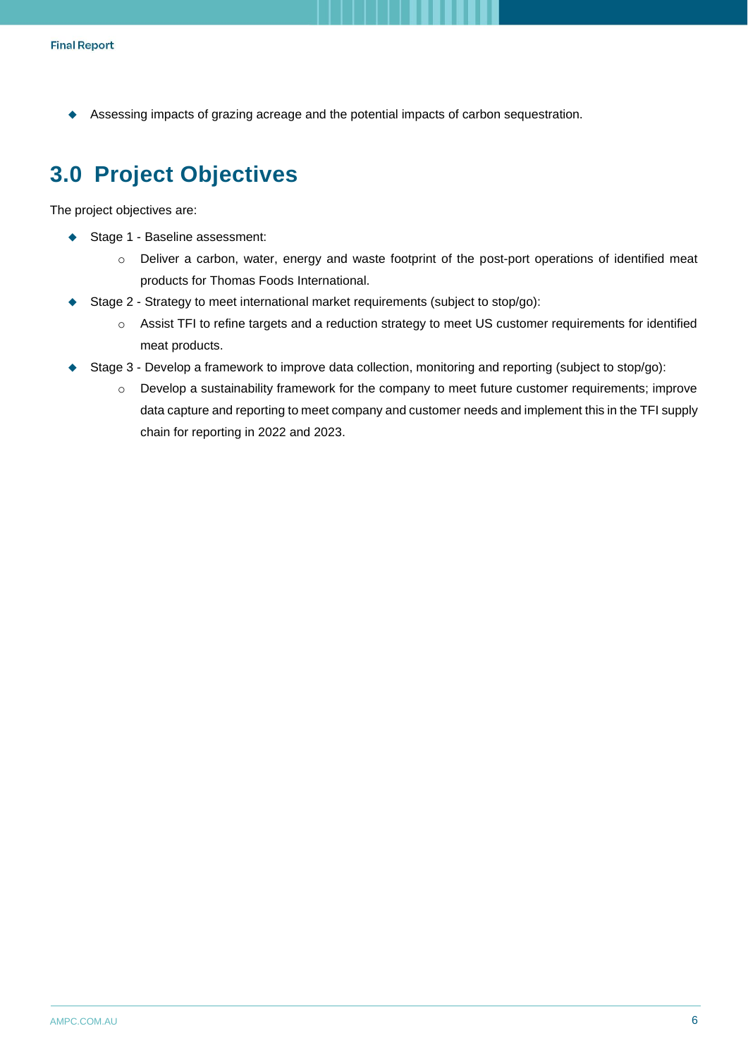- Assessing impacts of grazing acreage and the potential impacts of carbon sequestration.

## 3.0 Project Objectives

The project objectives are:

- Stage 1 - Baseline assessment:
    - Deliver a carbon, water, energy and waste footprint of the post-port operations of identified meat products for Thomas Foods International.
- Stage 2 - Strategy to meet international market requirements (subject to stop/go):
    - Assist TFI to refine targets and a reduction strategy to meet US customer requirements for identified meat products.
- Stage 3 - Develop a framework to improve data collection, monitoring and reporting (subject to stop/go):
    - Develop a sustainability framework for the company to meet future customer requirements; improve data capture and reporting to meet company and customer needs and implement this in the TFI supply chain for reporting in 2022 and 2023.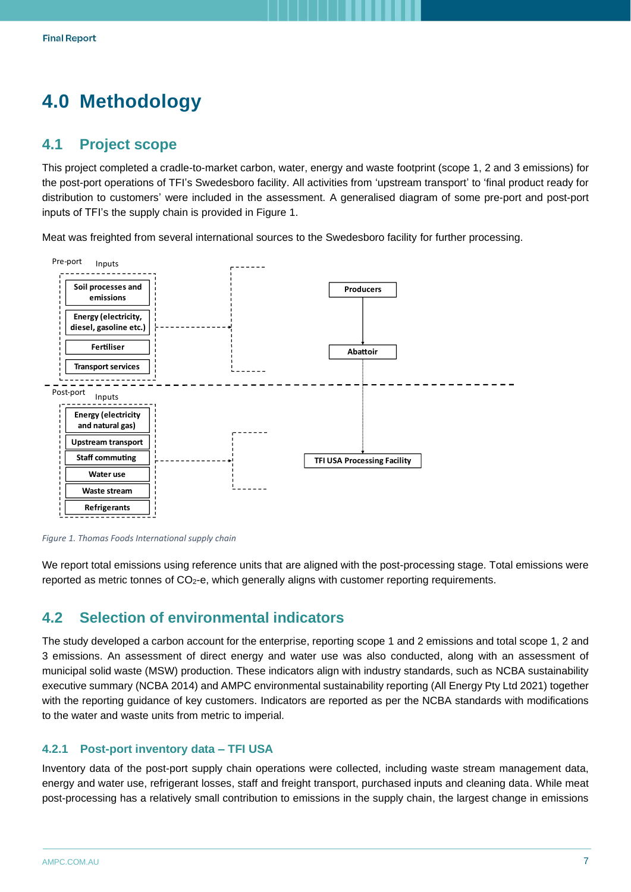# 4.0 Methodology

## 4.1 Project scope

This project completed a cradle-to-market carbon, water, energy and waste footprint (scope 1, 2 and 3 emissions) for the post-port operations of TFI's Swedesboro facility. All activities from 'upstream transport' to 'final product ready for distribution to customers' were included in the assessment. A generalised diagram of some pre-port and post-port inputs of TFI's the supply chain is provided in Figure 1.

Meat was freighted from several international sources to the Swedesboro facility for further processing.

Pre-port

Inputs

- Soil processes and emissions
- Energy (electricity, diesel, gasoline etc.)
- Fertiliser
- Transport services

Producers → Abattoir

Post-port

Inputs

- Energy (electricity and natural gas)
- Upstream transport
- Staff commuting
- Water use
- Waste stream
- Refrigerants

TFI USA Processing Facility

*Figure 1. Thomas Foods International supply chain*

We report total emissions using reference units that are aligned with the post-processing stage. Total emissions were reported as metric tonnes of $CO_2$-e, which generally aligns with customer reporting requirements.

## 4.2 Selection of environmental indicators

The study developed a carbon account for the enterprise, reporting scope 1 and 2 emissions and total scope 1, 2 and 3 emissions. An assessment of direct energy and water use was also conducted, along with an assessment of municipal solid waste (MSW) production. These indicators align with industry standards, such as NCBA sustainability executive summary (NCBA 2014) and AMPC environmental sustainability reporting (All Energy Pty Ltd 2021) together with the reporting guidance of key customers. Indicators are reported as per the NCBA standards with modifications to the water and waste units from metric to imperial.

### 4.2.1 Post-port inventory data – TFI USA

Inventory data of the post-port supply chain operations were collected, including waste stream management data, energy and water use, refrigerant losses, staff and freight transport, purchased inputs and cleaning data. While meat post-processing has a relatively small contribution to emissions in the supply chain, the largest change in emissions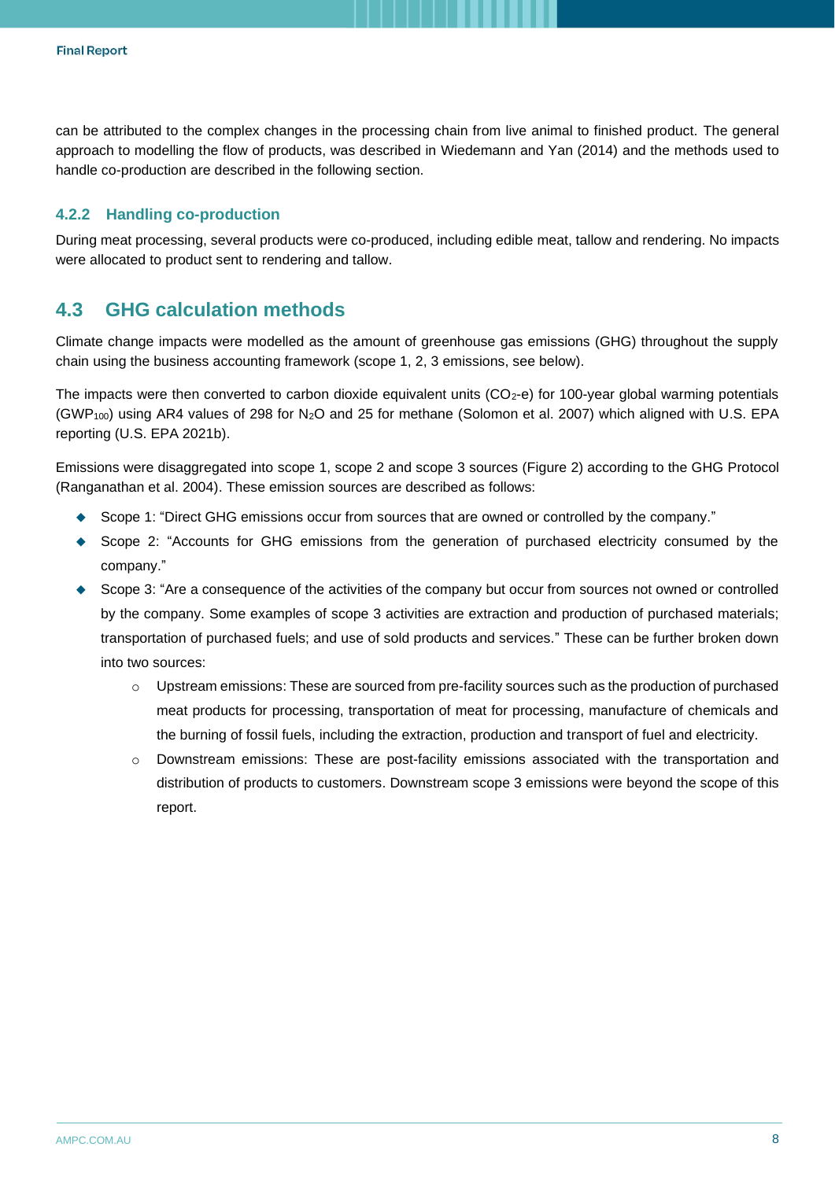can be attributed to the complex changes in the processing chain from live animal to finished product. The general approach to modelling the flow of products, was described in Wiedemann and Yan (2014) and the methods used to handle co-production are described in the following section.

### 4.2.2 Handling co-production

During meat processing, several products were co-produced, including edible meat, tallow and rendering. No impacts were allocated to product sent to rendering and tallow.

## 4.3 GHG calculation methods

Climate change impacts were modelled as the amount of greenhouse gas emissions (GHG) throughout the supply chain using the business accounting framework (scope 1, 2, 3 emissions, see below).

The impacts were then converted to carbon dioxide equivalent units ($CO_2$-e) for 100-year global warming potentials ($GWP_{100}$) using AR4 values of 298 for $N_2O$ and 25 for methane (Solomon et al. 2007) which aligned with U.S. EPA reporting (U.S. EPA 2021b).

Emissions were disaggregated into scope 1, scope 2 and scope 3 sources (Figure 2) according to the GHG Protocol (Ranganathan et al. 2004). These emission sources are described as follows:

- Scope 1: "Direct GHG emissions occur from sources that are owned or controlled by the company."
- Scope 2: "Accounts for GHG emissions from the generation of purchased electricity consumed by the company."
- Scope 3: "Are a consequence of the activities of the company but occur from sources not owned or controlled by the company. Some examples of scope 3 activities are extraction and production of purchased materials; transportation of purchased fuels; and use of sold products and services." These can be further broken down into two sources:
  - Upstream emissions: These are sourced from pre-facility sources such as the production of purchased meat products for processing, transportation of meat for processing, manufacture of chemicals and the burning of fossil fuels, including the extraction, production and transport of fuel and electricity.
  - Downstream emissions: These are post-facility emissions associated with the transportation and distribution of products to customers. Downstream scope 3 emissions were beyond the scope of this report.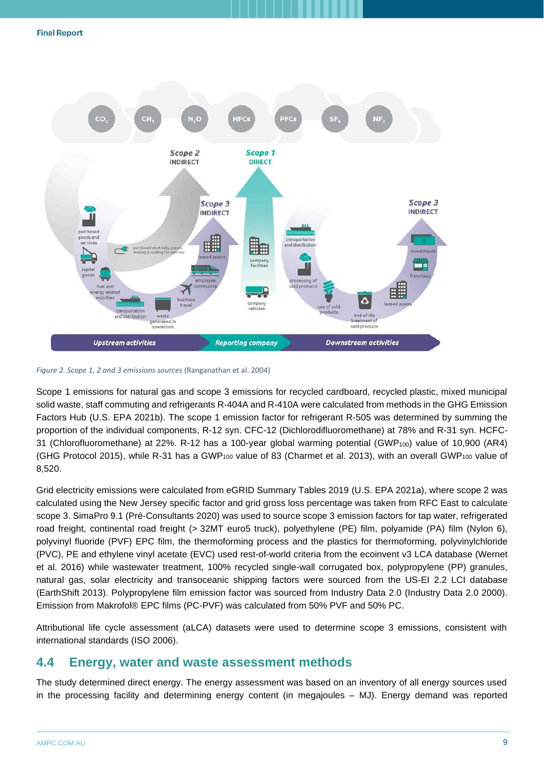*Figure 2. Scope 1, 2 and 3 emissions sources* (Ranganathan et al. 2004)

Scope 1 emissions for natural gas and scope 3 emissions for recycled cardboard, recycled plastic, mixed municipal solid waste, staff commuting and refrigerants R-404A and R-410A were calculated from methods in the GHG Emission Factors Hub (U.S. EPA 2021b). The scope 1 emission factor for refrigerant R-505 was determined by summing the proportion of the individual components, R-12 syn. CFC-12 (Dichlorodifluoromethane) at 78% and R-31 syn. HCFC-31 (Chlorofluoromethane) at 22%. R-12 has a 100-year global warming potential ($GWP_{100}$) value of 10,900 (AR4) (GHG Protocol 2015), while R-31 has a $GWP_{100}$ value of 83 (Charmet et al. 2013), with an overall $GWP_{100}$ value of 8,520.

Grid electricity emissions were calculated from eGRID Summary Tables 2019 (U.S. EPA 2021a), where scope 2 was calculated using the New Jersey specific factor and grid gross loss percentage was taken from RFC East to calculate scope 3. SimaPro 9.1 (Pré-Consultants 2020) was used to source scope 3 emission factors for tap water, refrigerated road freight, continental road freight (> 32MT euro5 truck), polyethylene (PE) film, polyamide (PA) film (Nylon 6), polyvinyl fluoride (PVF) EPC film, the thermoforming process and the plastics for thermoforming, polyvinylchloride (PVC), PE and ethylene vinyl acetate (EVC) used rest-of-world criteria from the ecoinvent v3 LCA database (Wernet et al. 2016) while wastewater treatment, 100% recycled single-wall corrugated box, polypropylene (PP) granules, natural gas, solar electricity and transoceanic shipping factors were sourced from the US-EI 2.2 LCI database (EarthShift 2013). Polypropylene film emission factor was sourced from Industry Data 2.0 (Industry Data 2.0 2000). Emission from Makrofol® EPC films (PC-PVF) was calculated from 50% PVF and 50% PC.

Attributional life cycle assessment (aLCA) datasets were used to determine scope 3 emissions, consistent with international standards (ISO 2006).

## 4.4 Energy, water and waste assessment methods

The study determined direct energy. The energy assessment was based on an inventory of all energy sources used in the processing facility and determining energy content (in megajoules – MJ). Energy demand was reported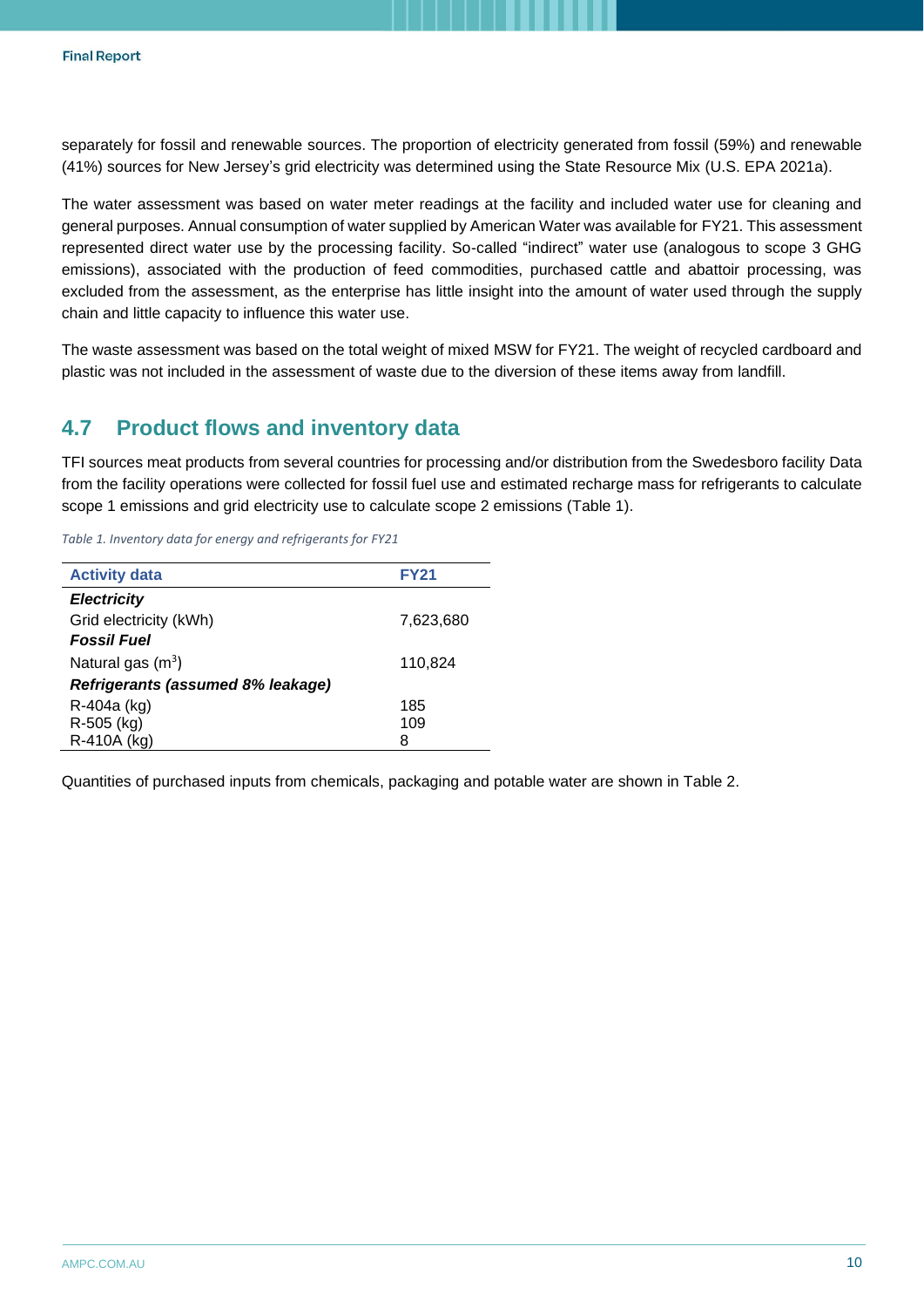separately for fossil and renewable sources. The proportion of electricity generated from fossil (59%) and renewable (41%) sources for New Jersey's grid electricity was determined using the State Resource Mix (U.S. EPA 2021a).

The water assessment was based on water meter readings at the facility and included water use for cleaning and general purposes. Annual consumption of water supplied by American Water was available for FY21. This assessment represented direct water use by the processing facility. So-called "indirect" water use (analogous to scope 3 GHG emissions), associated with the production of feed commodities, purchased cattle and abattoir processing, was excluded from the assessment, as the enterprise has little insight into the amount of water used through the supply chain and little capacity to influence this water use.

The waste assessment was based on the total weight of mixed MSW for FY21. The weight of recycled cardboard and plastic was not included in the assessment of waste due to the diversion of these items away from landfill.

## 4.7 Product flows and inventory data

TFI sources meat products from several countries for processing and/or distribution from the Swedesboro facility Data from the facility operations were collected for fossil fuel use and estimated recharge mass for refrigerants to calculate scope 1 emissions and grid electricity use to calculate scope 2 emissions (Table 1).

*Table 1. Inventory data for energy and refrigerants for FY21*

| Activity data | FY21 |
|---|---|
| ***Electricity*** | |
| Grid electricity (kWh) | 7,623,680 |
| ***Fossil Fuel*** | |
| Natural gas ($m^3$) | 110,824 |
| ***Refrigerants (assumed 8% leakage)*** | |
| R-404a (kg) | 185 |
| R-505 (kg) | 109 |
| R-410A (kg) | 8 |

Quantities of purchased inputs from chemicals, packaging and potable water are shown in Table 2.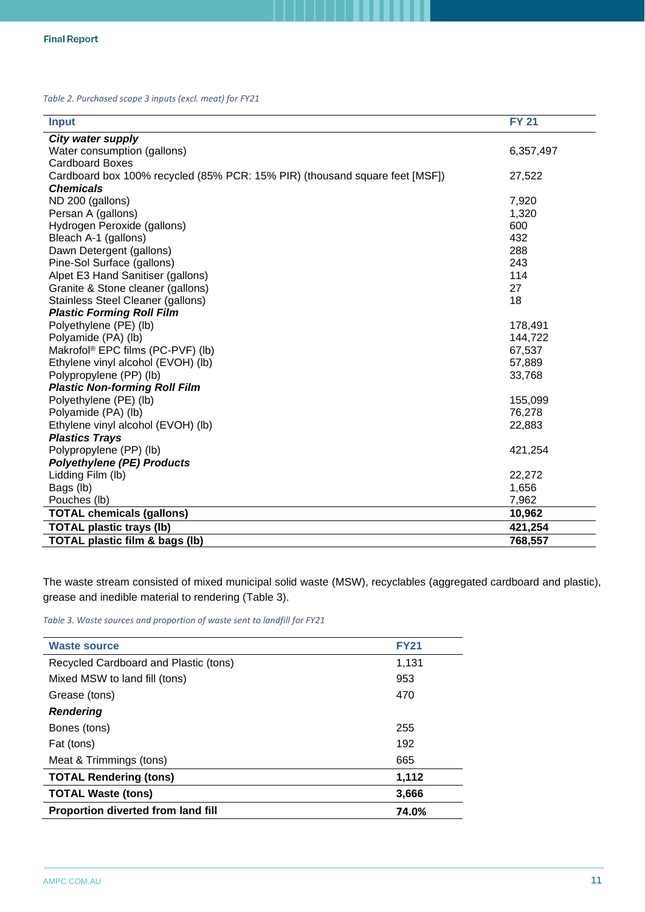*Table 2. Purchased scope 3 inputs (excl. meat) for FY21*

| Input | FY 21 |
|---|---|
| ***City water supply*** | |
| Water consumption (gallons) | 6,357,497 |
| Cardboard Boxes | |
| Cardboard box 100% recycled (85% PCR: 15% PIR) (thousand square feet [MSF]) | 27,522 |
| ***Chemicals*** | |
| ND 200 (gallons) | 7,920 |
| Persan A (gallons) | 1,320 |
| Hydrogen Peroxide (gallons) | 600 |
| Bleach A-1 (gallons) | 432 |
| Dawn Detergent (gallons) | 288 |
| Pine-Sol Surface (gallons) | 243 |
| Alpet E3 Hand Sanitiser (gallons) | 114 |
| Granite & Stone cleaner (gallons) | 27 |
| Stainless Steel Cleaner (gallons) | 18 |
| ***Plastic Forming Roll Film*** | |
| Polyethylene (PE) (lb) | 178,491 |
| Polyamide (PA) (lb) | 144,722 |
| Makrofol® EPC films (PC-PVF) (lb) | 67,537 |
| Ethylene vinyl alcohol (EVOH) (lb) | 57,889 |
| Polypropylene (PP) (lb) | 33,768 |
| ***Plastic Non-forming Roll Film*** | |
| Polyethylene (PE) (lb) | 155,099 |
| Polyamide (PA) (lb) | 76,278 |
| Ethylene vinyl alcohol (EVOH) (lb) | 22,883 |
| ***Plastics Trays*** | |
| Polypropylene (PP) (lb) | 421,254 |
| ***Polyethylene (PE) Products*** | |
| Lidding Film (lb) | 22,272 |
| Bags (lb) | 1,656 |
| Pouches (lb) | 7,962 |
| **TOTAL chemicals (gallons)** | **10,962** |
| **TOTAL plastic trays (lb)** | **421,254** |
| **TOTAL plastic film & bags (lb)** | **768,557** |

The waste stream consisted of mixed municipal solid waste (MSW), recyclables (aggregated cardboard and plastic), grease and inedible material to rendering (Table 3).

*Table 3. Waste sources and proportion of waste sent to landfill for FY21*

| Waste source | FY21 |
|---|---|
| Recycled Cardboard and Plastic (tons) | 1,131 |
| Mixed MSW to land fill (tons) | 953 |
| Grease (tons) | 470 |
| ***Rendering*** | |
| Bones (tons) | 255 |
| Fat (tons) | 192 |
| Meat & Trimmings (tons) | 665 |
| **TOTAL Rendering (tons)** | **1,112** |
| **TOTAL Waste (tons)** | **3,666** |
| **Proportion diverted from land fill** | **74.0%** |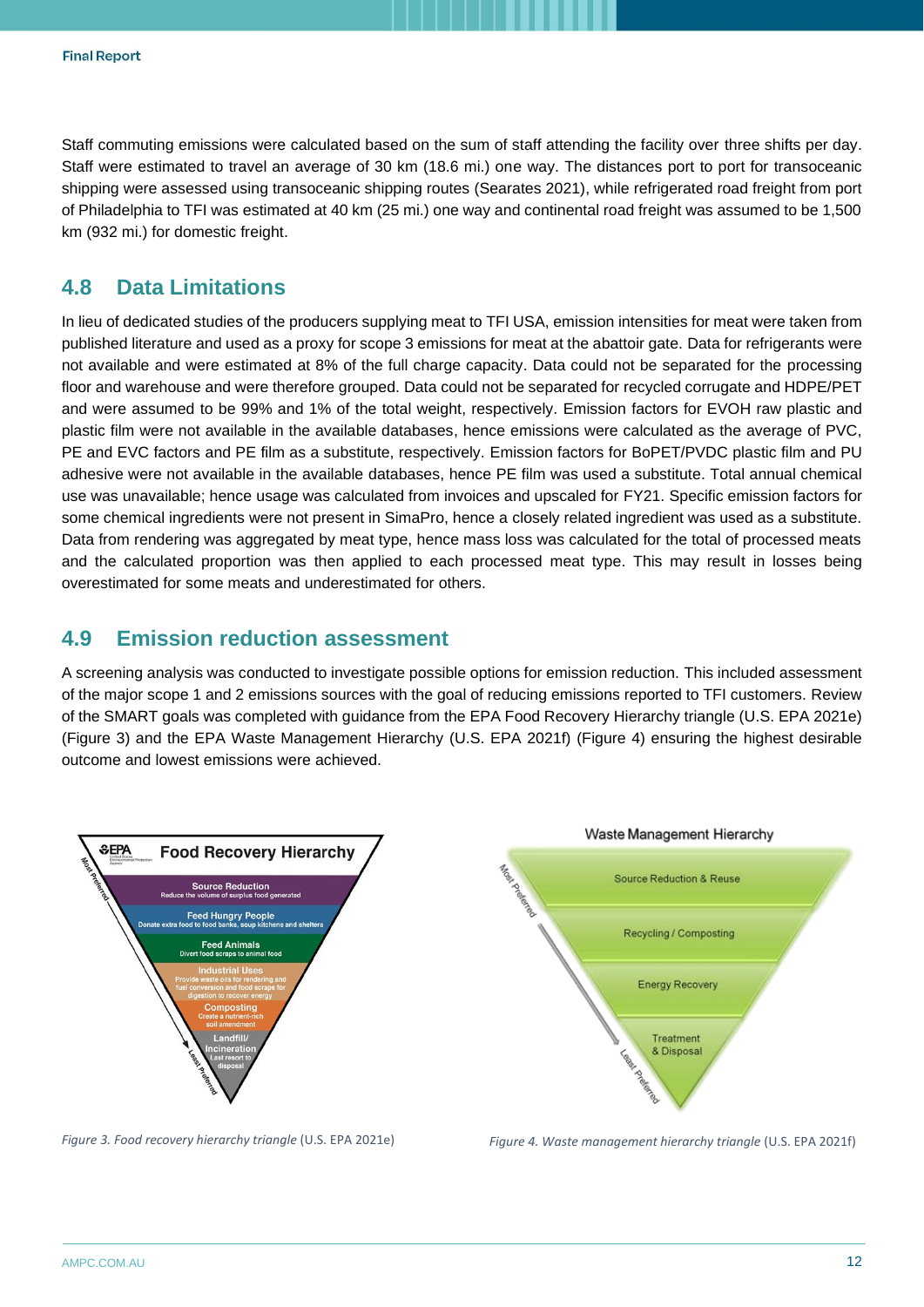Staff commuting emissions were calculated based on the sum of staff attending the facility over three shifts per day. Staff were estimated to travel an average of 30 km (18.6 mi.) one way. The distances port to port for transoceanic shipping were assessed using transoceanic shipping routes (Searates 2021), while refrigerated road freight from port of Philadelphia to TFI was estimated at 40 km (25 mi.) one way and continental road freight was assumed to be 1,500 km (932 mi.) for domestic freight.

## 4.8 Data Limitations

In lieu of dedicated studies of the producers supplying meat to TFI USA, emission intensities for meat were taken from published literature and used as a proxy for scope 3 emissions for meat at the abattoir gate. Data for refrigerants were not available and were estimated at 8% of the full charge capacity. Data could not be separated for the processing floor and warehouse and were therefore grouped. Data could not be separated for recycled corrugate and HDPE/PET and were assumed to be 99% and 1% of the total weight, respectively. Emission factors for EVOH raw plastic and plastic film were not available in the available databases, hence emissions were calculated as the average of PVC, PE and EVC factors and PE film as a substitute, respectively. Emission factors for BoPET/PVDC plastic film and PU adhesive were not available in the available databases, hence PE film was used a substitute. Total annual chemical use was unavailable; hence usage was calculated from invoices and upscaled for FY21. Specific emission factors for some chemical ingredients were not present in SimaPro, hence a closely related ingredient was used as a substitute. Data from rendering was aggregated by meat type, hence mass loss was calculated for the total of processed meats and the calculated proportion was then applied to each processed meat type. This may result in losses being overestimated for some meats and underestimated for others.

## 4.9 Emission reduction assessment

A screening analysis was conducted to investigate possible options for emission reduction. This included assessment of the major scope 1 and 2 emissions sources with the goal of reducing emissions reported to TFI customers. Review of the SMART goals was completed with guidance from the EPA Food Recovery Hierarchy triangle (U.S. EPA 2021e) (Figure 3) and the EPA Waste Management Hierarchy (U.S. EPA 2021f) (Figure 4) ensuring the highest desirable outcome and lowest emissions were achieved.

*Figure 3. Food recovery hierarchy triangle* (U.S. EPA 2021e)

*Figure 4. Waste management hierarchy triangle* (U.S. EPA 2021f)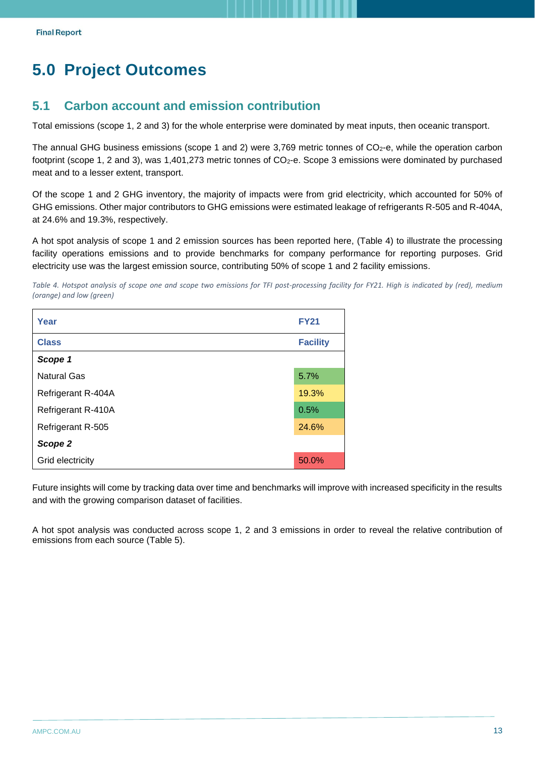# 5.0 Project Outcomes

## 5.1 Carbon account and emission contribution

Total emissions (scope 1, 2 and 3) for the whole enterprise were dominated by meat inputs, then oceanic transport.

The annual GHG business emissions (scope 1 and 2) were 3,769 metric tonnes of $CO_2$-e, while the operation carbon footprint (scope 1, 2 and 3), was 1,401,273 metric tonnes of $CO_2$-e. Scope 3 emissions were dominated by purchased meat and to a lesser extent, transport.

Of the scope 1 and 2 GHG inventory, the majority of impacts were from grid electricity, which accounted for 50% of GHG emissions. Other major contributors to GHG emissions were estimated leakage of refrigerants R-505 and R-404A, at 24.6% and 19.3%, respectively.

A hot spot analysis of scope 1 and 2 emission sources has been reported here, (Table 4) to illustrate the processing facility operations emissions and to provide benchmarks for company performance for reporting purposes. Grid electricity use was the largest emission source, contributing 50% of scope 1 and 2 facility emissions.

*Table 4. Hotspot analysis of scope one and scope two emissions for TFI post-processing facility for FY21. High is indicated by (red), medium (orange) and low (green)*

| Year | FY21 |
|---|---|
| **Class** | **Facility** |
| ***Scope 1*** | |
| Natural Gas | 5.7% |
| Refrigerant R-404A | 19.3% |
| Refrigerant R-410A | 0.5% |
| Refrigerant R-505 | 24.6% |
| ***Scope 2*** | |
| Grid electricity | 50.0% |

Future insights will come by tracking data over time and benchmarks will improve with increased specificity in the results and with the growing comparison dataset of facilities.

A hot spot analysis was conducted across scope 1, 2 and 3 emissions in order to reveal the relative contribution of emissions from each source (Table 5).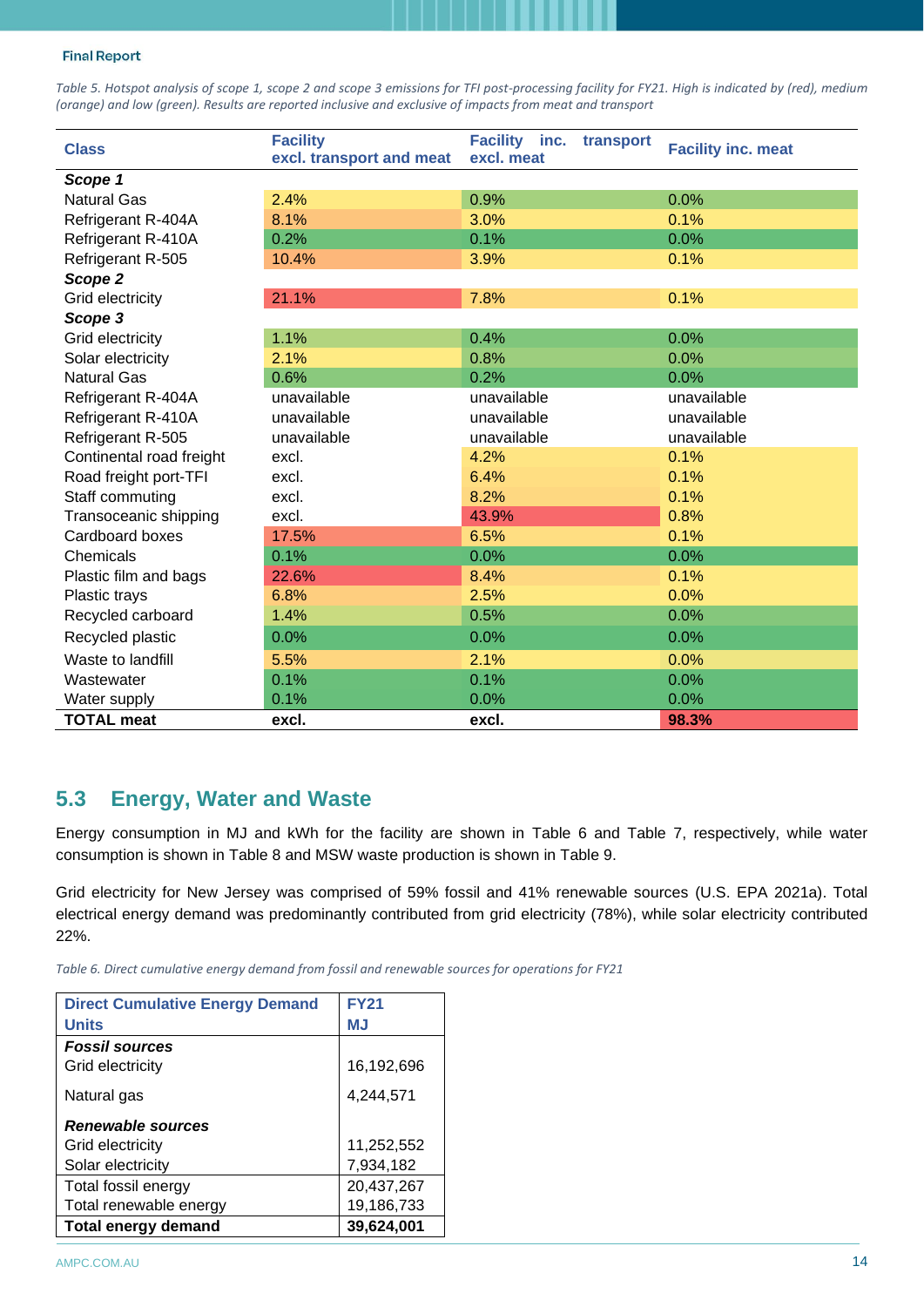*Table 5. Hotspot analysis of scope 1, scope 2 and scope 3 emissions for TFI post-processing facility for FY21. High is indicated by (red), medium (orange) and low (green). Results are reported inclusive and exclusive of impacts from meat and transport*

| Class | Facility excl. transport and meat | Facility inc. transport excl. meat | Facility inc. meat |
|---|---|---|---|
| ***Scope 1*** | | | |
| Natural Gas | 2.4% | 0.9% | 0.0% |
| Refrigerant R-404A | 8.1% | 3.0% | 0.1% |
| Refrigerant R-410A | 0.2% | 0.1% | 0.0% |
| Refrigerant R-505 | 10.4% | 3.9% | 0.1% |
| ***Scope 2*** | | | |
| Grid electricity | 21.1% | 7.8% | 0.1% |
| ***Scope 3*** | | | |
| Grid electricity | 1.1% | 0.4% | 0.0% |
| Solar electricity | 2.1% | 0.8% | 0.0% |
| Natural Gas | 0.6% | 0.2% | 0.0% |
| Refrigerant R-404A | unavailable | unavailable | unavailable |
| Refrigerant R-410A | unavailable | unavailable | unavailable |
| Refrigerant R-505 | unavailable | unavailable | unavailable |
| Continental road freight | excl. | 4.2% | 0.1% |
| Road freight port-TFI | excl. | 6.4% | 0.1% |
| Staff commuting | excl. | 8.2% | 0.1% |
| Transoceanic shipping | excl. | 43.9% | 0.8% |
| Cardboard boxes | 17.5% | 6.5% | 0.1% |
| Chemicals | 0.1% | 0.0% | 0.0% |
| Plastic film and bags | 22.6% | 8.4% | 0.1% |
| Plastic trays | 6.8% | 2.5% | 0.0% |
| Recycled carboard | 1.4% | 0.5% | 0.0% |
| Recycled plastic | 0.0% | 0.0% | 0.0% |
| Waste to landfill | 5.5% | 2.1% | 0.0% |
| Wastewater | 0.1% | 0.1% | 0.0% |
| Water supply | 0.1% | 0.0% | 0.0% |
| **TOTAL meat** | **excl.** | **excl.** | **98.3%** |

## 5.3 Energy, Water and Waste

Energy consumption in MJ and kWh for the facility are shown in Table 6 and Table 7, respectively, while water consumption is shown in Table 8 and MSW waste production is shown in Table 9.

Grid electricity for New Jersey was comprised of 59% fossil and 41% renewable sources (U.S. EPA 2021a). Total electrical energy demand was predominantly contributed from grid electricity (78%), while solar electricity contributed 22%.

*Table 6. Direct cumulative energy demand from fossil and renewable sources for operations for FY21*

| Direct Cumulative Energy Demand<br>Units | FY21<br>MJ |
|---|---|
| ***Fossil sources*** | |
| Grid electricity | 16,192,696 |
| Natural gas | 4,244,571 |
| ***Renewable sources*** | |
| Grid electricity | 11,252,552 |
| Solar electricity | 7,934,182 |
| Total fossil energy | 20,437,267 |
| Total renewable energy | 19,186,733 |
| **Total energy demand** | **39,624,001** |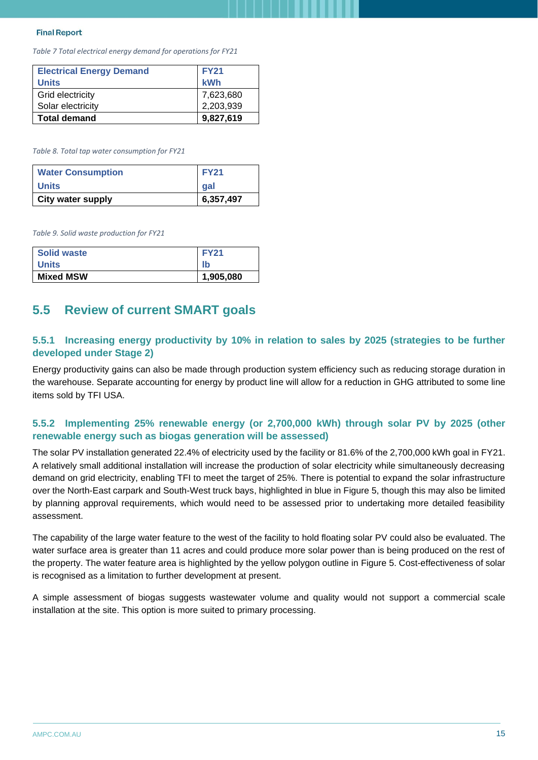*Table 7 Total electrical energy demand for operations for FY21*

| Electrical Energy Demand | FY21 |
|---|---|
| Units | kWh |
| Grid electricity | 7,623,680 |
| Solar electricity | 2,203,939 |
| **Total demand** | **9,827,619** |

*Table 8. Total tap water consumption for FY21*

| Water Consumption | FY21 |
|---|---|
| Units | gal |
| **City water supply** | **6,357,497** |

*Table 9. Solid waste production for FY21*

| Solid waste | FY21 |
|---|---|
| Units | lb |
| **Mixed MSW** | **1,905,080** |

## 5.5 Review of current SMART goals

### 5.5.1 Increasing energy productivity by 10% in relation to sales by 2025 (strategies to be further developed under Stage 2)

Energy productivity gains can also be made through production system efficiency such as reducing storage duration in the warehouse. Separate accounting for energy by product line will allow for a reduction in GHG attributed to some line items sold by TFI USA.

### 5.5.2 Implementing 25% renewable energy (or 2,700,000 kWh) through solar PV by 2025 (other renewable energy such as biogas generation will be assessed)

The solar PV installation generated 22.4% of electricity used by the facility or 81.6% of the 2,700,000 kWh goal in FY21. A relatively small additional installation will increase the production of solar electricity while simultaneously decreasing demand on grid electricity, enabling TFI to meet the target of 25%. There is potential to expand the solar infrastructure over the North-East carpark and South-West truck bays, highlighted in blue in Figure 5, though this may also be limited by planning approval requirements, which would need to be assessed prior to undertaking more detailed feasibility assessment.

The capability of the large water feature to the west of the facility to hold floating solar PV could also be evaluated. The water surface area is greater than 11 acres and could produce more solar power than is being produced on the rest of the property. The water feature area is highlighted by the yellow polygon outline in Figure 5. Cost-effectiveness of solar is recognised as a limitation to further development at present.

A simple assessment of biogas suggests wastewater volume and quality would not support a commercial scale installation at the site. This option is more suited to primary processing.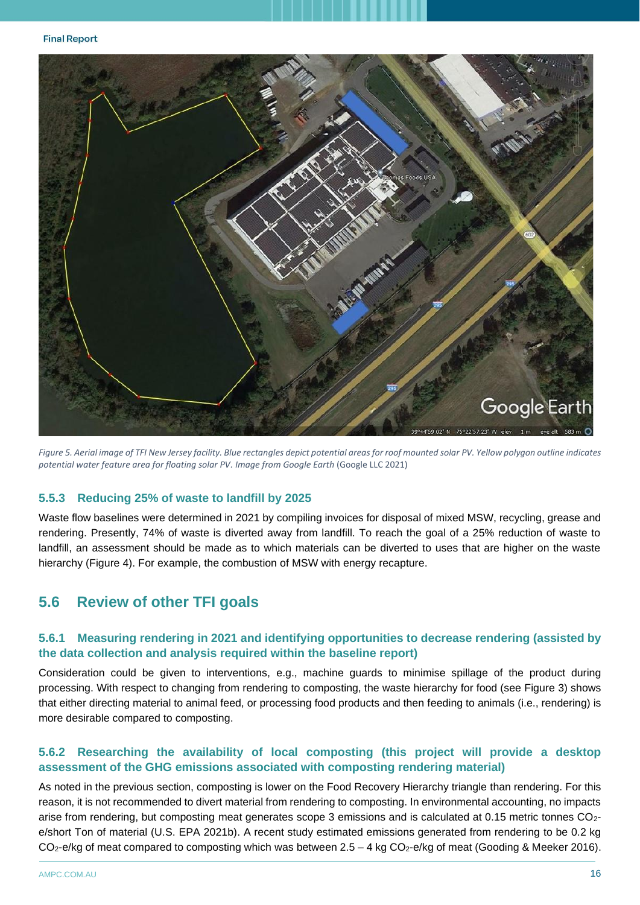*Figure 5. Aerial image of TFI New Jersey facility. Blue rectangles depict potential areas for roof mounted solar PV. Yellow polygon outline indicates potential water feature area for floating solar PV. Image from Google Earth* (Google LLC 2021)

### 5.5.3 Reducing 25% of waste to landfill by 2025

Waste flow baselines were determined in 2021 by compiling invoices for disposal of mixed MSW, recycling, grease and rendering. Presently, 74% of waste is diverted away from landfill. To reach the goal of a 25% reduction of waste to landfill, an assessment should be made as to which materials can be diverted to uses that are higher on the waste hierarchy (Figure 4). For example, the combustion of MSW with energy recapture.

## 5.6 Review of other TFI goals

### 5.6.1 Measuring rendering in 2021 and identifying opportunities to decrease rendering (assisted by the data collection and analysis required within the baseline report)

Consideration could be given to interventions, e.g., machine guards to minimise spillage of the product during processing. With respect to changing from rendering to composting, the waste hierarchy for food (see Figure 3) shows that either directing material to animal feed, or processing food products and then feeding to animals (i.e., rendering) is more desirable compared to composting.

### 5.6.2 Researching the availability of local composting (this project will provide a desktop assessment of the GHG emissions associated with composting rendering material)

As noted in the previous section, composting is lower on the Food Recovery Hierarchy triangle than rendering. For this reason, it is not recommended to divert material from rendering to composting. In environmental accounting, no impacts arise from rendering, but composting meat generates scope 3 emissions and is calculated at 0.15 metric tonnes $CO_2$-e/short Ton of material (U.S. EPA 2021b). A recent study estimated emissions generated from rendering to be 0.2 kg $CO_2$-e/kg of meat compared to composting which was between 2.5 – 4 kg $CO_2$-e/kg of meat (Gooding & Meeker 2016).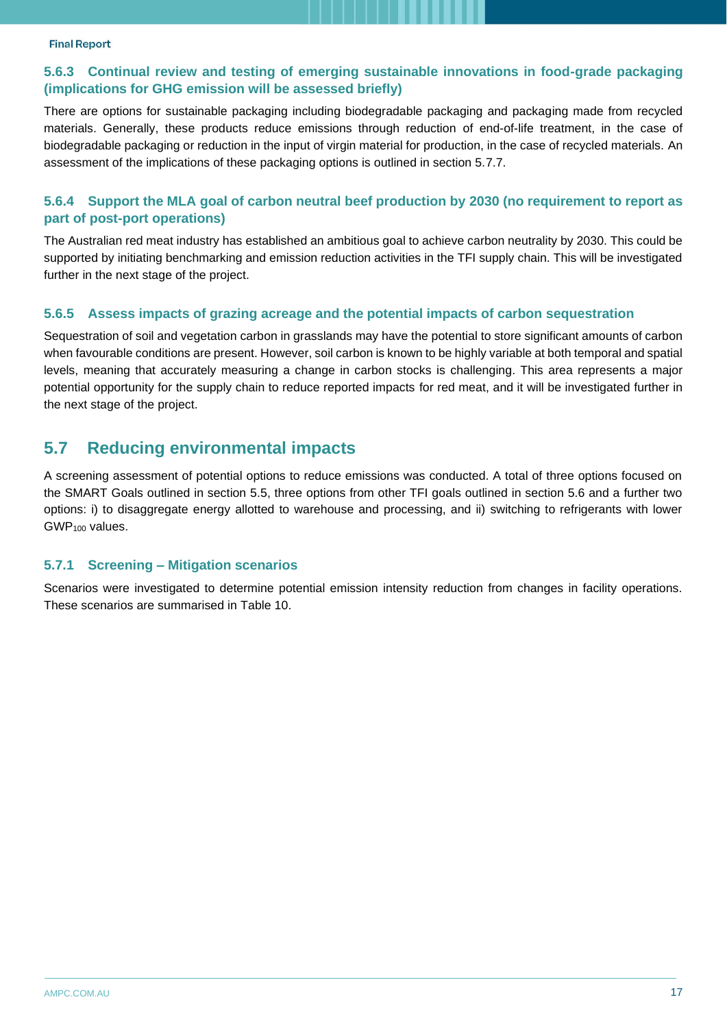### 5.6.3 Continual review and testing of emerging sustainable innovations in food-grade packaging (implications for GHG emission will be assessed briefly)

There are options for sustainable packaging including biodegradable packaging and packaging made from recycled materials. Generally, these products reduce emissions through reduction of end-of-life treatment, in the case of biodegradable packaging or reduction in the input of virgin material for production, in the case of recycled materials. An assessment of the implications of these packaging options is outlined in section 5.7.7.

### 5.6.4 Support the MLA goal of carbon neutral beef production by 2030 (no requirement to report as part of post-port operations)

The Australian red meat industry has established an ambitious goal to achieve carbon neutrality by 2030. This could be supported by initiating benchmarking and emission reduction activities in the TFI supply chain. This will be investigated further in the next stage of the project.

### 5.6.5 Assess impacts of grazing acreage and the potential impacts of carbon sequestration

Sequestration of soil and vegetation carbon in grasslands may have the potential to store significant amounts of carbon when favourable conditions are present. However, soil carbon is known to be highly variable at both temporal and spatial levels, meaning that accurately measuring a change in carbon stocks is challenging. This area represents a major potential opportunity for the supply chain to reduce reported impacts for red meat, and it will be investigated further in the next stage of the project.

## 5.7 Reducing environmental impacts

A screening assessment of potential options to reduce emissions was conducted. A total of three options focused on the SMART Goals outlined in section 5.5, three options from other TFI goals outlined in section 5.6 and a further two options: i) to disaggregate energy allotted to warehouse and processing, and ii) switching to refrigerants with lower $GWP_{100}$ values.

### 5.7.1 Screening – Mitigation scenarios

Scenarios were investigated to determine potential emission intensity reduction from changes in facility operations. These scenarios are summarised in Table 10.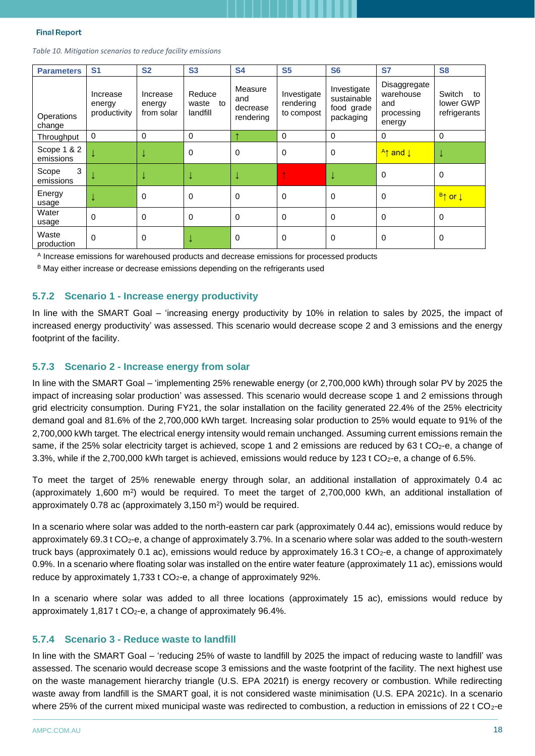*Table 10. Mitigation scenarios to reduce facility emissions*

| Parameters | S1 | S2 | S3 | S4 | S5 | S6 | S7 | S8 |
|---|---|---|---|---|---|---|---|---|
| Operations change | Increase energy productivity | Increase energy from solar | Reduce waste to landfill | Measure and decrease rendering | Investigate rendering to compost | Investigate sustainable food grade packaging | Disaggregate warehouse and processing energy | Switch to lower GWP refrigerants |
| Throughput | 0 | 0 | 0 | ↑ | 0 | 0 | 0 | 0 |
| Scope 1 & 2 emissions | ↓ | ↓ | 0 | 0 | 0 | 0 | [A]↑ and ↓ | ↓ |
| Scope 3 emissions | ↓ | ↓ | ↓ | ↓ | ↑ | ↓ | 0 | 0 |
| Energy usage | ↓ | 0 | 0 | 0 | 0 | 0 | 0 | [B]↑ or ↓ |
| Water usage | 0 | 0 | 0 | 0 | 0 | 0 | 0 | 0 |
| Waste production | 0 | 0 | ↓ | 0 | 0 | 0 | 0 | 0 |

[A] Increase emissions for warehoused products and decrease emissions for processed products

[B] May either increase or decrease emissions depending on the refrigerants used

### 5.7.2 Scenario 1 - Increase energy productivity

In line with the SMART Goal – 'increasing energy productivity by 10% in relation to sales by 2025, the impact of increased energy productivity' was assessed. This scenario would decrease scope 2 and 3 emissions and the energy footprint of the facility.

### 5.7.3 Scenario 2 - Increase energy from solar

In line with the SMART Goal – 'implementing 25% renewable energy (or 2,700,000 kWh) through solar PV by 2025 the impact of increasing solar production' was assessed. This scenario would decrease scope 1 and 2 emissions through grid electricity consumption. During FY21, the solar installation on the facility generated 22.4% of the 25% electricity demand goal and 81.6% of the 2,700,000 kWh target. Increasing solar production to 25% would equate to 91% of the 2,700,000 kWh target. The electrical energy intensity would remain unchanged. Assuming current emissions remain the same, if the 25% solar electricity target is achieved, scope 1 and 2 emissions are reduced by 63 t $CO_2$-e, a change of 3.3%, while if the 2,700,000 kWh target is achieved, emissions would reduce by 123 t $CO_2$-e, a change of 6.5%.

To meet the target of 25% renewable energy through solar, an additional installation of approximately 0.4 ac (approximately 1,600 $m^2$) would be required. To meet the target of 2,700,000 kWh, an additional installation of approximately 0.78 ac (approximately 3,150 $m^2$) would be required.

In a scenario where solar was added to the north-eastern car park (approximately 0.44 ac), emissions would reduce by approximately 69.3 t $CO_2$-e, a change of approximately 3.7%. In a scenario where solar was added to the south-western truck bays (approximately 0.1 ac), emissions would reduce by approximately 16.3 t $CO_2$-e, a change of approximately 0.9%. In a scenario where floating solar was installed on the entire water feature (approximately 11 ac), emissions would reduce by approximately 1,733 t $CO_2$-e, a change of approximately 92%.

In a scenario where solar was added to all three locations (approximately 15 ac), emissions would reduce by approximately 1,817 t $CO_2$-e, a change of approximately 96.4%.

### 5.7.4 Scenario 3 - Reduce waste to landfill

In line with the SMART Goal – 'reducing 25% of waste to landfill by 2025 the impact of reducing waste to landfill' was assessed. The scenario would decrease scope 3 emissions and the waste footprint of the facility. The next highest use on the waste management hierarchy triangle (U.S. EPA 2021f) is energy recovery or combustion. While redirecting waste away from landfill is the SMART goal, it is not considered waste minimisation (U.S. EPA 2021c). In a scenario where 25% of the current mixed municipal waste was redirected to combustion, a reduction in emissions of 22 t $CO_2$-e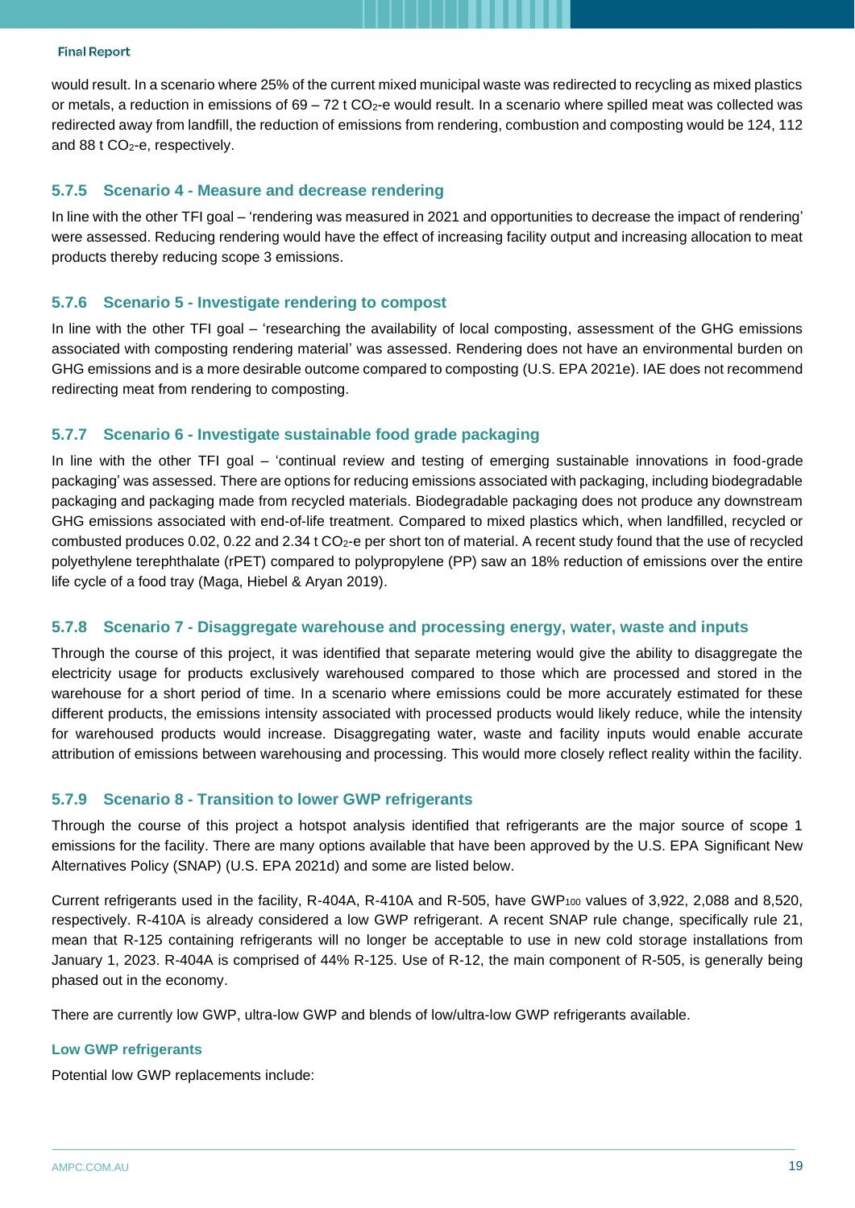would result. In a scenario where 25% of the current mixed municipal waste was redirected to recycling as mixed plastics or metals, a reduction in emissions of 69 – 72 t $CO_2$-e would result. In a scenario where spilled meat was collected was redirected away from landfill, the reduction of emissions from rendering, combustion and composting would be 124, 112 and 88 t $CO_2$-e, respectively.

### 5.7.5 Scenario 4 - Measure and decrease rendering

In line with the other TFI goal – 'rendering was measured in 2021 and opportunities to decrease the impact of rendering' were assessed. Reducing rendering would have the effect of increasing facility output and increasing allocation to meat products thereby reducing scope 3 emissions.

### 5.7.6 Scenario 5 - Investigate rendering to compost

In line with the other TFI goal – 'researching the availability of local composting, assessment of the GHG emissions associated with composting rendering material' was assessed. Rendering does not have an environmental burden on GHG emissions and is a more desirable outcome compared to composting (U.S. EPA 2021e). IAE does not recommend redirecting meat from rendering to composting.

### 5.7.7 Scenario 6 - Investigate sustainable food grade packaging

In line with the other TFI goal – 'continual review and testing of emerging sustainable innovations in food-grade packaging' was assessed. There are options for reducing emissions associated with packaging, including biodegradable packaging and packaging made from recycled materials. Biodegradable packaging does not produce any downstream GHG emissions associated with end-of-life treatment. Compared to mixed plastics which, when landfilled, recycled or combusted produces 0.02, 0.22 and 2.34 t $CO_2$-e per short ton of material. A recent study found that the use of recycled polyethylene terephthalate (rPET) compared to polypropylene (PP) saw an 18% reduction of emissions over the entire life cycle of a food tray (Maga, Hiebel & Aryan 2019).

### 5.7.8 Scenario 7 - Disaggregate warehouse and processing energy, water, waste and inputs

Through the course of this project, it was identified that separate metering would give the ability to disaggregate the electricity usage for products exclusively warehoused compared to those which are processed and stored in the warehouse for a short period of time. In a scenario where emissions could be more accurately estimated for these different products, the emissions intensity associated with processed products would likely reduce, while the intensity for warehoused products would increase. Disaggregating water, waste and facility inputs would enable accurate attribution of emissions between warehousing and processing. This would more closely reflect reality within the facility.

### 5.7.9 Scenario 8 - Transition to lower GWP refrigerants

Through the course of this project a hotspot analysis identified that refrigerants are the major source of scope 1 emissions for the facility. There are many options available that have been approved by the U.S. EPA Significant New Alternatives Policy (SNAP) (U.S. EPA 2021d) and some are listed below.

Current refrigerants used in the facility, R-404A, R-410A and R-505, have $GWP_{100}$ values of 3,922, 2,088 and 8,520, respectively. R-410A is already considered a low GWP refrigerant. A recent SNAP rule change, specifically rule 21, mean that R-125 containing refrigerants will no longer be acceptable to use in new cold storage installations from January 1, 2023. R-404A is comprised of 44% R-125. Use of R-12, the main component of R-505, is generally being phased out in the economy.

There are currently low GWP, ultra-low GWP and blends of low/ultra-low GWP refrigerants available.

#### Low GWP refrigerants

Potential low GWP replacements include: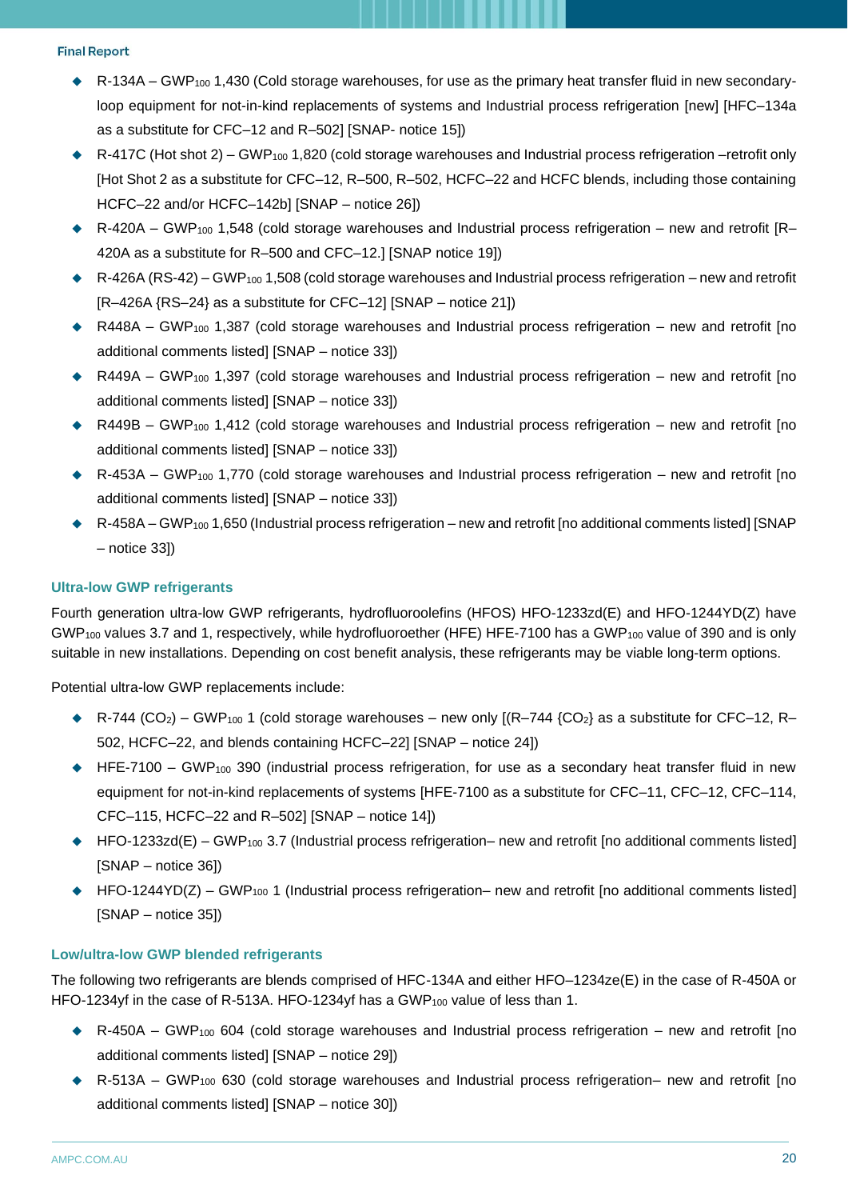- R-134A – $GWP_{100}$ 1,430 (Cold storage warehouses, for use as the primary heat transfer fluid in new secondary-loop equipment for not-in-kind replacements of systems and Industrial process refrigeration [new] [HFC–134a as a substitute for CFC–12 and R–502] [SNAP- notice 15])
- R-417C (Hot shot 2) – $GWP_{100}$ 1,820 (cold storage warehouses and Industrial process refrigeration –retrofit only [Hot Shot 2 as a substitute for CFC–12, R–500, R–502, HCFC–22 and HCFC blends, including those containing HCFC–22 and/or HCFC–142b] [SNAP – notice 26])
- R-420A – $GWP_{100}$ 1,548 (cold storage warehouses and Industrial process refrigeration – new and retrofit [R–420A as a substitute for R–500 and CFC–12.] [SNAP notice 19])
- R-426A (RS-42) – $GWP_{100}$ 1,508 (cold storage warehouses and Industrial process refrigeration – new and retrofit [R–426A {RS–24} as a substitute for CFC–12] [SNAP – notice 21])
- R448A – $GWP_{100}$ 1,387 (cold storage warehouses and Industrial process refrigeration – new and retrofit [no additional comments listed] [SNAP – notice 33])
- R449A – $GWP_{100}$ 1,397 (cold storage warehouses and Industrial process refrigeration – new and retrofit [no additional comments listed] [SNAP – notice 33])
- R449B – $GWP_{100}$ 1,412 (cold storage warehouses and Industrial process refrigeration – new and retrofit [no additional comments listed] [SNAP – notice 33])
- R-453A – $GWP_{100}$ 1,770 (cold storage warehouses and Industrial process refrigeration – new and retrofit [no additional comments listed] [SNAP – notice 33])
- R-458A – $GWP_{100}$ 1,650 (Industrial process refrigeration – new and retrofit [no additional comments listed] [SNAP – notice 33])

### Ultra-low GWP refrigerants

Fourth generation ultra-low GWP refrigerants, hydrofluoroolefins (HFOS) HFO-1233zd(E) and HFO-1244YD(Z) have $GWP_{100}$ values 3.7 and 1, respectively, while hydrofluoroether (HFE) HFE-7100 has a $GWP_{100}$ value of 390 and is only suitable in new installations. Depending on cost benefit analysis, these refrigerants may be viable long-term options.

Potential ultra-low GWP replacements include:

- R-744 ($CO_2$) – $GWP_{100}$ 1 (cold storage warehouses – new only [(R–744 {$CO_2$} as a substitute for CFC–12, R–502, HCFC–22, and blends containing HCFC–22] [SNAP – notice 24])
- HFE-7100 – $GWP_{100}$ 390 (industrial process refrigeration, for use as a secondary heat transfer fluid in new equipment for not-in-kind replacements of systems [HFE-7100 as a substitute for CFC–11, CFC–12, CFC–114, CFC–115, HCFC–22 and R–502] [SNAP – notice 14])
- HFO-1233zd(E) – $GWP_{100}$ 3.7 (Industrial process refrigeration– new and retrofit [no additional comments listed] [SNAP – notice 36])
- HFO-1244YD(Z) – $GWP_{100}$ 1 (Industrial process refrigeration– new and retrofit [no additional comments listed] [SNAP – notice 35])

### Low/ultra-low GWP blended refrigerants

The following two refrigerants are blends comprised of HFC-134A and either HFO–1234ze(E) in the case of R-450A or HFO-1234yf in the case of R-513A. HFO-1234yf has a $GWP_{100}$ value of less than 1.

- R-450A – $GWP_{100}$ 604 (cold storage warehouses and Industrial process refrigeration – new and retrofit [no additional comments listed] [SNAP – notice 29])
- R-513A – $GWP_{100}$ 630 (cold storage warehouses and Industrial process refrigeration– new and retrofit [no additional comments listed] [SNAP – notice 30])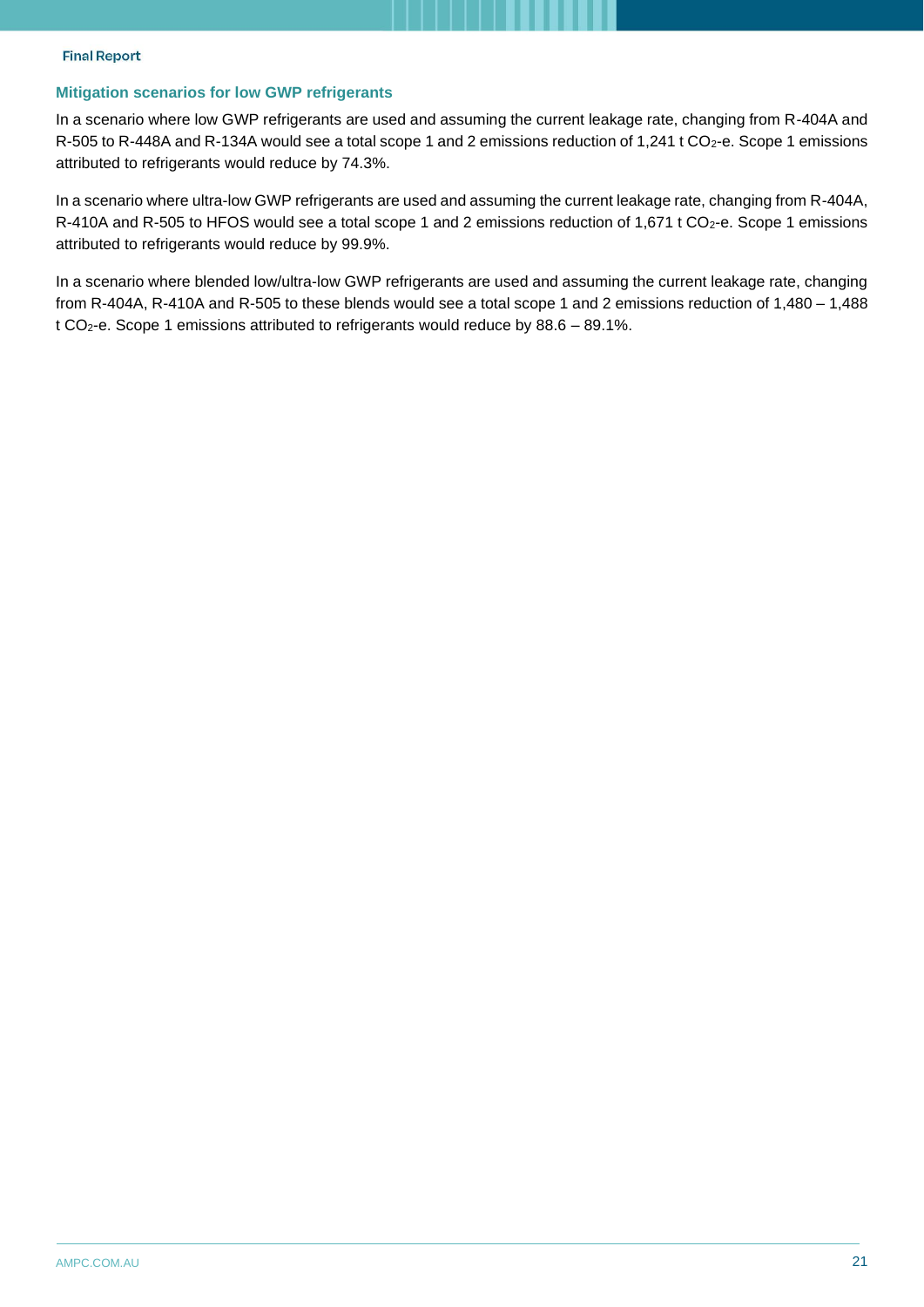### Mitigation scenarios for low GWP refrigerants

In a scenario where low GWP refrigerants are used and assuming the current leakage rate, changing from R-404A and R-505 to R-448A and R-134A would see a total scope 1 and 2 emissions reduction of 1,241 t $CO_2$-e. Scope 1 emissions attributed to refrigerants would reduce by 74.3%.

In a scenario where ultra-low GWP refrigerants are used and assuming the current leakage rate, changing from R-404A, R-410A and R-505 to HFOS would see a total scope 1 and 2 emissions reduction of 1,671 t $CO_2$-e. Scope 1 emissions attributed to refrigerants would reduce by 99.9%.

In a scenario where blended low/ultra-low GWP refrigerants are used and assuming the current leakage rate, changing from R-404A, R-410A and R-505 to these blends would see a total scope 1 and 2 emissions reduction of 1,480 – 1,488 t $CO_2$-e. Scope 1 emissions attributed to refrigerants would reduce by 88.6 – 89.1%.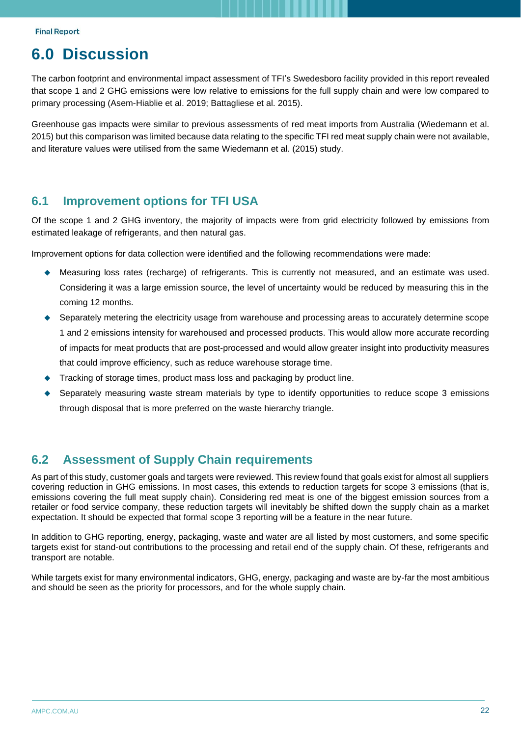# 6.0 Discussion

The carbon footprint and environmental impact assessment of TFI's Swedesboro facility provided in this report revealed that scope 1 and 2 GHG emissions were low relative to emissions for the full supply chain and were low compared to primary processing (Asem-Hiablie et al. 2019; Battagliese et al. 2015).

Greenhouse gas impacts were similar to previous assessments of red meat imports from Australia (Wiedemann et al. 2015) but this comparison was limited because data relating to the specific TFI red meat supply chain were not available, and literature values were utilised from the same Wiedemann et al. (2015) study.

## 6.1 Improvement options for TFI USA

Of the scope 1 and 2 GHG inventory, the majority of impacts were from grid electricity followed by emissions from estimated leakage of refrigerants, and then natural gas.

Improvement options for data collection were identified and the following recommendations were made:

- Measuring loss rates (recharge) of refrigerants. This is currently not measured, and an estimate was used. Considering it was a large emission source, the level of uncertainty would be reduced by measuring this in the coming 12 months.
- Separately metering the electricity usage from warehouse and processing areas to accurately determine scope 1 and 2 emissions intensity for warehoused and processed products. This would allow more accurate recording of impacts for meat products that are post-processed and would allow greater insight into productivity measures that could improve efficiency, such as reduce warehouse storage time.
- Tracking of storage times, product mass loss and packaging by product line.
- Separately measuring waste stream materials by type to identify opportunities to reduce scope 3 emissions through disposal that is more preferred on the waste hierarchy triangle.

## 6.2 Assessment of Supply Chain requirements

As part of this study, customer goals and targets were reviewed. This review found that goals exist for almost all suppliers covering reduction in GHG emissions. In most cases, this extends to reduction targets for scope 3 emissions (that is, emissions covering the full meat supply chain). Considering red meat is one of the biggest emission sources from a retailer or food service company, these reduction targets will inevitably be shifted down the supply chain as a market expectation. It should be expected that formal scope 3 reporting will be a feature in the near future.

In addition to GHG reporting, energy, packaging, waste and water are all listed by most customers, and some specific targets exist for stand-out contributions to the processing and retail end of the supply chain. Of these, refrigerants and transport are notable.

While targets exist for many environmental indicators, GHG, energy, packaging and waste are by-far the most ambitious and should be seen as the priority for processors, and for the whole supply chain.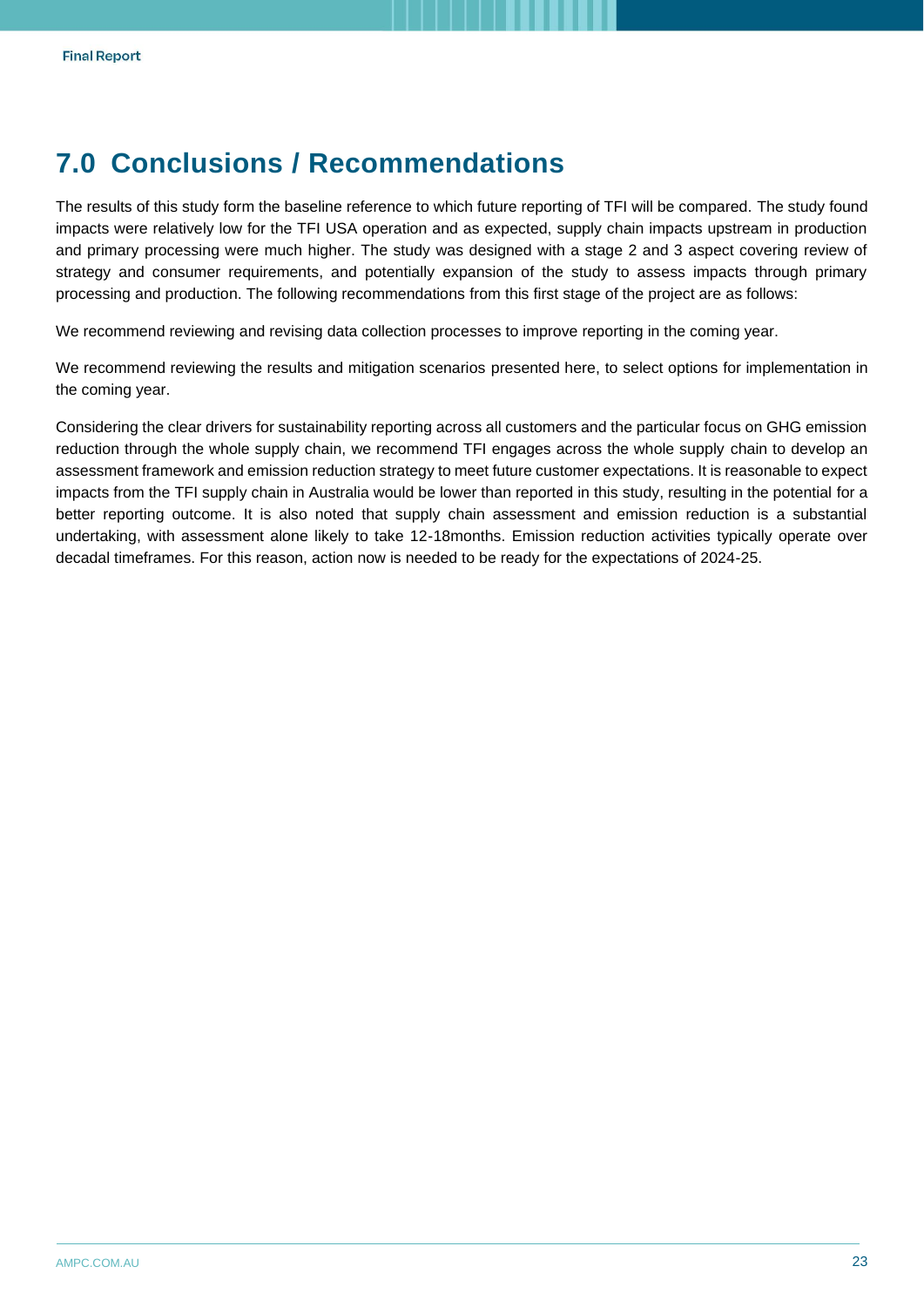# 7.0 Conclusions / Recommendations

The results of this study form the baseline reference to which future reporting of TFI will be compared. The study found impacts were relatively low for the TFI USA operation and as expected, supply chain impacts upstream in production and primary processing were much higher. The study was designed with a stage 2 and 3 aspect covering review of strategy and consumer requirements, and potentially expansion of the study to assess impacts through primary processing and production. The following recommendations from this first stage of the project are as follows:

We recommend reviewing and revising data collection processes to improve reporting in the coming year.

We recommend reviewing the results and mitigation scenarios presented here, to select options for implementation in the coming year.

Considering the clear drivers for sustainability reporting across all customers and the particular focus on GHG emission reduction through the whole supply chain, we recommend TFI engages across the whole supply chain to develop an assessment framework and emission reduction strategy to meet future customer expectations. It is reasonable to expect impacts from the TFI supply chain in Australia would be lower than reported in this study, resulting in the potential for a better reporting outcome. It is also noted that supply chain assessment and emission reduction is a substantial undertaking, with assessment alone likely to take 12-18months. Emission reduction activities typically operate over decadal timeframes. For this reason, action now is needed to be ready for the expectations of 2024-25.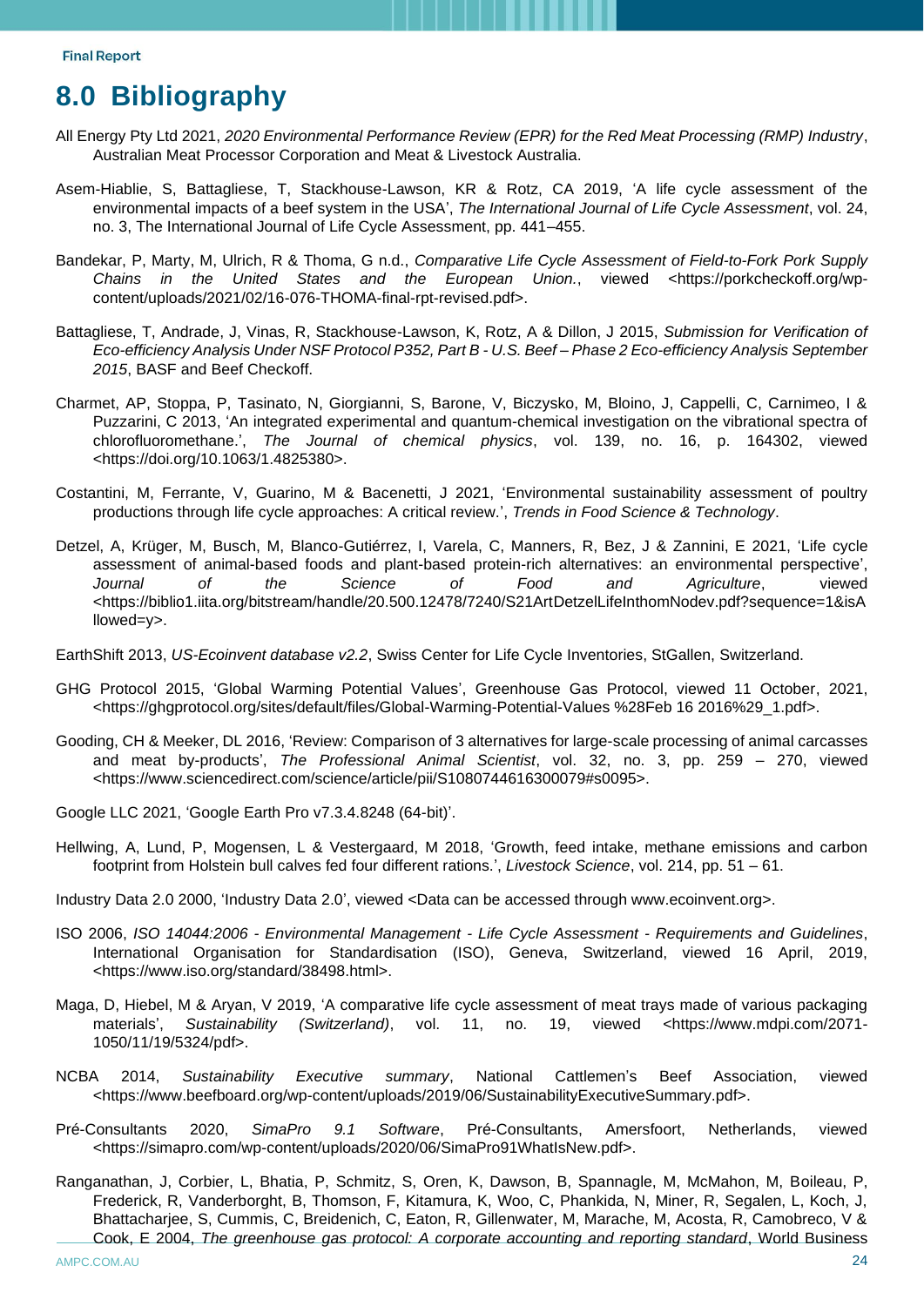# 8.0 Bibliography

All Energy Pty Ltd 2021, *2020 Environmental Performance Review (EPR) for the Red Meat Processing (RMP) Industry*, Australian Meat Processor Corporation and Meat & Livestock Australia.

Asem-Hiablie, S, Battagliese, T, Stackhouse-Lawson, KR & Rotz, CA 2019, 'A life cycle assessment of the environmental impacts of a beef system in the USA', *The International Journal of Life Cycle Assessment*, vol. 24, no. 3, The International Journal of Life Cycle Assessment, pp. 441–455.

Bandekar, P, Marty, M, Ulrich, R & Thoma, G n.d., *Comparative Life Cycle Assessment of Field-to-Fork Pork Supply Chains in the United States and the European Union.*, viewed <https://porkcheckoff.org/wp-content/uploads/2021/02/16-076-THOMA-final-rpt-revised.pdf>.

Battagliese, T, Andrade, J, Vinas, R, Stackhouse-Lawson, K, Rotz, A & Dillon, J 2015, *Submission for Verification of Eco-efficiency Analysis Under NSF Protocol P352, Part B - U.S. Beef – Phase 2 Eco-efficiency Analysis September 2015*, BASF and Beef Checkoff.

Charmet, AP, Stoppa, P, Tasinato, N, Giorgianni, S, Barone, V, Biczysko, M, Bloino, J, Cappelli, C, Carnimeo, I & Puzzarini, C 2013, 'An integrated experimental and quantum-chemical investigation on the vibrational spectra of chlorofluoromethane.', *The Journal of chemical physics*, vol. 139, no. 16, p. 164302, viewed <https://doi.org/10.1063/1.4825380>.

Costantini, M, Ferrante, V, Guarino, M & Bacenetti, J 2021, 'Environmental sustainability assessment of poultry productions through life cycle approaches: A critical review.', *Trends in Food Science & Technology*.

Detzel, A, Krüger, M, Busch, M, Blanco-Gutiérrez, I, Varela, C, Manners, R, Bez, J & Zannini, E 2021, 'Life cycle assessment of animal-based foods and plant-based protein-rich alternatives: an environmental perspective', *Journal of the Science of Food and Agriculture*, viewed <https://biblio1.iita.org/bitstream/handle/20.500.12478/7240/S21ArtDetzelLifeInthomNodev.pdf?sequence=1&isAllowed=y>.

EarthShift 2013, *US-Ecoinvent database v2.2*, Swiss Center for Life Cycle Inventories, StGallen, Switzerland.

GHG Protocol 2015, 'Global Warming Potential Values', Greenhouse Gas Protocol, viewed 11 October, 2021, <https://ghgprotocol.org/sites/default/files/Global-Warming-Potential-Values %28Feb 16 2016%29_1.pdf>.

Gooding, CH & Meeker, DL 2016, 'Review: Comparison of 3 alternatives for large-scale processing of animal carcasses and meat by-products', *The Professional Animal Scientist*, vol. 32, no. 3, pp. 259 – 270, viewed <https://www.sciencedirect.com/science/article/pii/S1080744616300079#s0095>.

Google LLC 2021, 'Google Earth Pro v7.3.4.8248 (64-bit)'.

Hellwing, A, Lund, P, Mogensen, L & Vestergaard, M 2018, 'Growth, feed intake, methane emissions and carbon footprint from Holstein bull calves fed four different rations.', *Livestock Science*, vol. 214, pp. 51 – 61.

Industry Data 2.0 2000, 'Industry Data 2.0', viewed <Data can be accessed through www.ecoinvent.org>.

ISO 2006, *ISO 14044:2006 - Environmental Management - Life Cycle Assessment - Requirements and Guidelines*, International Organisation for Standardisation (ISO), Geneva, Switzerland, viewed 16 April, 2019, <https://www.iso.org/standard/38498.html>.

Maga, D, Hiebel, M & Aryan, V 2019, 'A comparative life cycle assessment of meat trays made of various packaging materials', *Sustainability (Switzerland)*, vol. 11, no. 19, viewed <https://www.mdpi.com/2071-1050/11/19/5324/pdf>.

NCBA 2014, *Sustainability Executive summary*, National Cattlemen's Beef Association, viewed <https://www.beefboard.org/wp-content/uploads/2019/06/SustainabilityExecutiveSummary.pdf>.

Pré-Consultants 2020, *SimaPro 9.1 Software*, Pré-Consultants, Amersfoort, Netherlands, viewed <https://simapro.com/wp-content/uploads/2020/06/SimaPro91WhatIsNew.pdf>.

Ranganathan, J, Corbier, L, Bhatia, P, Schmitz, S, Oren, K, Dawson, B, Spannagle, M, McMahon, M, Boileau, P, Frederick, R, Vanderborght, B, Thomson, F, Kitamura, K, Woo, C, Phankida, N, Miner, R, Segalen, L, Koch, J, Bhattacharjee, S, Cummis, C, Breidenich, C, Eaton, R, Gillenwater, M, Marache, M, Acosta, R, Camobreco, V & Cook, E 2004, *The greenhouse gas protocol: A corporate accounting and reporting standard*, World Business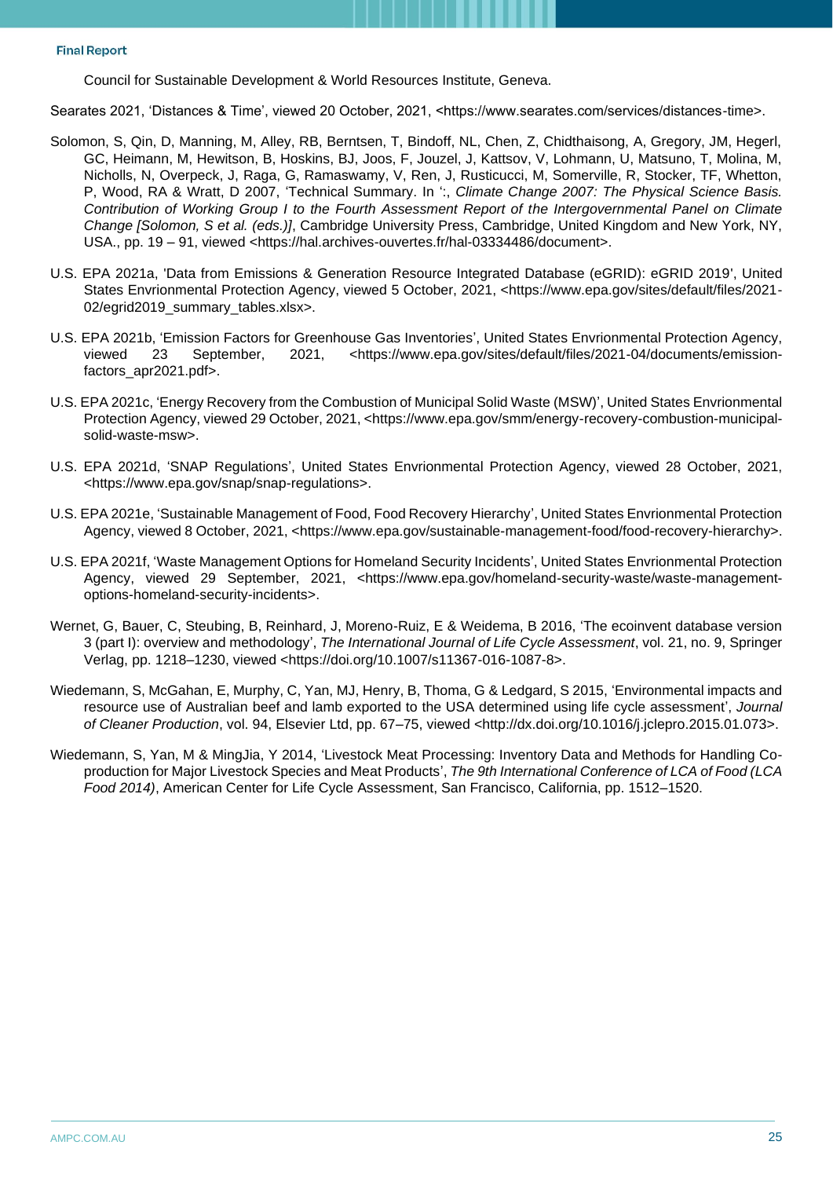Council for Sustainable Development & World Resources Institute, Geneva.

Searates 2021, 'Distances & Time', viewed 20 October, 2021, <https://www.searates.com/services/distances-time>.

Solomon, S, Qin, D, Manning, M, Alley, RB, Berntsen, T, Bindoff, NL, Chen, Z, Chidthaisong, A, Gregory, JM, Hegerl, GC, Heimann, M, Hewitson, B, Hoskins, BJ, Joos, F, Jouzel, J, Kattsov, V, Lohmann, U, Matsuno, T, Molina, M, Nicholls, N, Overpeck, J, Raga, G, Ramaswamy, V, Ren, J, Rusticucci, M, Somerville, R, Stocker, TF, Whetton, P, Wood, RA & Wratt, D 2007, 'Technical Summary. In ':, *Climate Change 2007: The Physical Science Basis. Contribution of Working Group I to the Fourth Assessment Report of the Intergovernmental Panel on Climate Change [Solomon, S et al. (eds.)]*, Cambridge University Press, Cambridge, United Kingdom and New York, NY, USA., pp. 19 – 91, viewed <https://hal.archives-ouvertes.fr/hal-03334486/document>.

U.S. EPA 2021a, 'Data from Emissions & Generation Resource Integrated Database (eGRID): eGRID 2019', United States Envrionmental Protection Agency, viewed 5 October, 2021, <https://www.epa.gov/sites/default/files/2021-02/egrid2019_summary_tables.xlsx>.

U.S. EPA 2021b, 'Emission Factors for Greenhouse Gas Inventories', United States Envrionmental Protection Agency, viewed 23 September, 2021, <https://www.epa.gov/sites/default/files/2021-04/documents/emission-factors_apr2021.pdf>.

U.S. EPA 2021c, 'Energy Recovery from the Combustion of Municipal Solid Waste (MSW)', United States Envrionmental Protection Agency, viewed 29 October, 2021, <https://www.epa.gov/smm/energy-recovery-combustion-municipal-solid-waste-msw>.

U.S. EPA 2021d, 'SNAP Regulations', United States Envrionmental Protection Agency, viewed 28 October, 2021, <https://www.epa.gov/snap/snap-regulations>.

U.S. EPA 2021e, 'Sustainable Management of Food, Food Recovery Hierarchy', United States Envrionmental Protection Agency, viewed 8 October, 2021, <https://www.epa.gov/sustainable-management-food/food-recovery-hierarchy>.

U.S. EPA 2021f, 'Waste Management Options for Homeland Security Incidents', United States Envrionmental Protection Agency, viewed 29 September, 2021, <https://www.epa.gov/homeland-security-waste/waste-management-options-homeland-security-incidents>.

Wernet, G, Bauer, C, Steubing, B, Reinhard, J, Moreno-Ruiz, E & Weidema, B 2016, 'The ecoinvent database version 3 (part I): overview and methodology', *The International Journal of Life Cycle Assessment*, vol. 21, no. 9, Springer Verlag, pp. 1218–1230, viewed <https://doi.org/10.1007/s11367-016-1087-8>.

Wiedemann, S, McGahan, E, Murphy, C, Yan, MJ, Henry, B, Thoma, G & Ledgard, S 2015, 'Environmental impacts and resource use of Australian beef and lamb exported to the USA determined using life cycle assessment', *Journal of Cleaner Production*, vol. 94, Elsevier Ltd, pp. 67–75, viewed <http://dx.doi.org/10.1016/j.jclepro.2015.01.073>.

Wiedemann, S, Yan, M & MingJia, Y 2014, 'Livestock Meat Processing: Inventory Data and Methods for Handling Co-production for Major Livestock Species and Meat Products', *The 9th International Conference of LCA of Food (LCA Food 2014)*, American Center for Life Cycle Assessment, San Francisco, California, pp. 1512–1520.